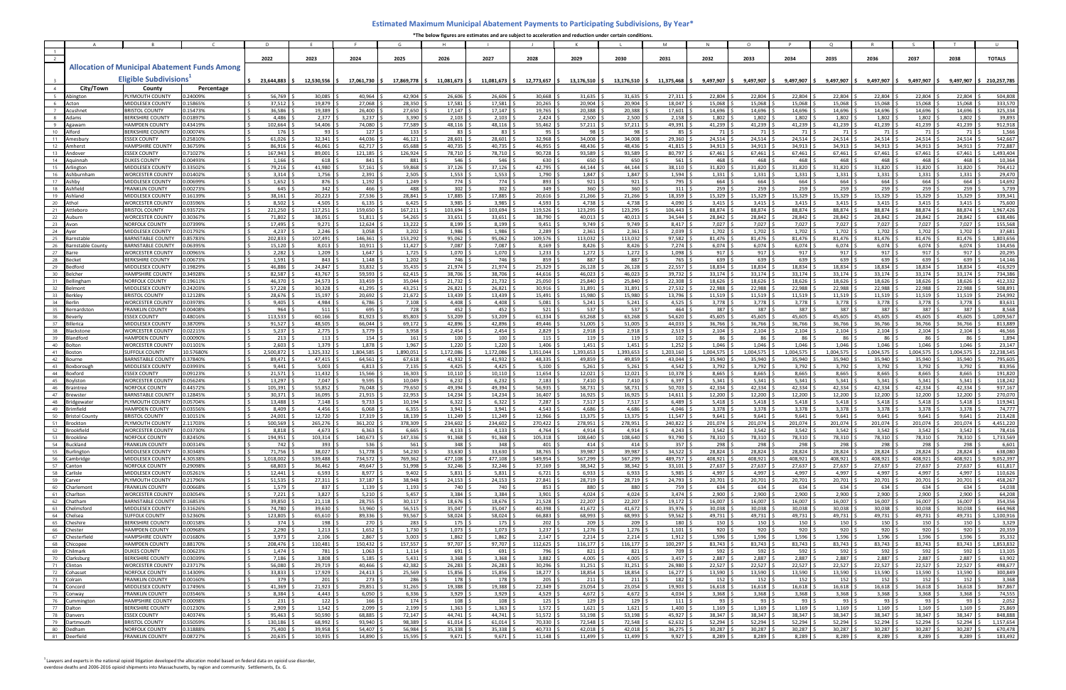# Estimated Maximum Municipal Abatement Payments to Participating Subdivisions, By Year*

*The below figures are estimates and are subject to acceleration and reduction under certain conditions.

| | | | 2022 | 2023 | 2024 | 2025 | 2026 | 2027 | 2028 | 2029 | 2030 | 2031 | 2032 | 2033 | 2034 | 2035 | 2036 | 2037 | 2038 | TOTALS |
|---|---|---|---|---|---|---|---|---|---|---|---|---|---|---|---|---|---|---|---|---|
| **Allocation of Municipal Abatement Funds Among Eligible Subdivisions[1]** | | | $ 23,644,883 | $ 12,530,556 | $ 17,061,730 | $ 17,869,778 | $ 11,081,673 | $ 11,081,673 | $ 12,773,657 | $ 13,176,510 | $ 13,176,510 | $ 11,375,468 | $ 9,497,907 | $ 9,497,907 | $ 9,497,907 | $ 9,497,907 | $ 9,497,907 | $ 9,497,907 | $ 9,497,907 | $ 210,257,785 |
| **City/Town** | **County** | **Percentage** | | | | | | | | | | | | | | | | | | |
| Abington | PLYMOUTH COUNTY | 0.24009% | $ 56,769 | $ 30,085 | $ 40,964 | $ 42,904 | $ 26,606 | $ 26,606 | $ 30,668 | $ 31,635 | $ 31,635 | $ 27,311 | $ 22,804 | $ 22,804 | $ 22,804 | $ 22,804 | $ 22,804 | $ 22,804 | $ 22,804 | $ 504,808 |
| Acton | MIDDLESEX COUNTY | 0.15865% | $ 37,512 | $ 19,879 | $ 27,068 | $ 28,350 | $ 17,581 | $ 17,581 | $ 20,265 | $ 20,904 | $ 20,904 | $ 18,047 | $ 15,068 | $ 15,068 | $ 15,068 | $ 15,068 | $ 15,068 | $ 15,068 | $ 15,068 | $ 333,570 |
| Acushnet | BRISTOL COUNTY | 0.15473% | $ 36,586 | $ 19,389 | $ 26,400 | $ 27,650 | $ 17,147 | $ 17,147 | $ 19,765 | $ 20,388 | $ 20,388 | $ 17,601 | $ 14,696 | $ 14,696 | $ 14,696 | $ 14,696 | $ 14,696 | $ 14,696 | $ 14,696 | $ 325,334 |
| Adams | BERKSHIRE COUNTY | 0.01897% | $ 4,486 | $ 2,377 | $ 3,237 | $ 3,390 | $ 2,103 | $ 2,103 | $ 2,424 | $ 2,500 | $ 2,500 | $ 2,158 | $ 1,802 | $ 1,802 | $ 1,802 | $ 1,802 | $ 1,802 | $ 1,802 | $ 1,802 | $ 39,893 |
| Agawam | HAMPDEN COUNTY | 0.43419% | $ 102,664 | $ 54,406 | $ 74,080 | $ 77,589 | $ 48,116 | $ 48,116 | $ 55,462 | $ 57,211 | $ 57,211 | $ 49,391 | $ 41,239 | $ 41,239 | $ 41,239 | $ 41,239 | $ 41,239 | $ 41,239 | $ 41,239 | $ 912,918 |
| Alford | BERKSHIRE COUNTY | 0.00074% | $ 176 | $ 93 | $ 127 | $ 133 | $ 83 | $ 83 | $ 95 | $ 98 | $ 98 | $ 85 | $ 71 | $ 71 | $ 71 | $ 71 | $ 71 | $ 71 | $ 71 | $ 1,566 |
| Amesbury | ESSEX COUNTY | 0.25810% | $ 61,026 | $ 32,341 | $ 44,036 | $ 46,121 | $ 28,601 | $ 28,601 | $ 32,968 | $ 34,008 | $ 34,008 | $ 29,360 | $ 24,514 | $ 24,514 | $ 24,514 | $ 24,514 | $ 24,514 | $ 24,514 | $ 24,514 | $ 542,667 |
| Amherst | HAMPSHIRE COUNTY | 0.36759% | $ 86,916 | $ 46,061 | $ 62,717 | $ 65,688 | $ 40,735 | $ 40,735 | $ 46,955 | $ 48,436 | $ 48,436 | $ 41,815 | $ 34,913 | $ 34,913 | $ 34,913 | $ 34,913 | $ 34,913 | $ 34,913 | $ 34,913 | $ 772,887 |
| Andover | ESSEX COUNTY | 0.71027% | $ 167,943 | $ 89,001 | $ 121,185 | $ 126,924 | $ 78,710 | $ 78,710 | $ 90,728 | $ 93,589 | $ 93,589 | $ 80,797 | $ 67,461 | $ 67,461 | $ 67,461 | $ 67,461 | $ 67,461 | $ 67,461 | $ 67,461 | $ 1,493,404 |
| Aquinnah | DUKES COUNTY | 0.00493% | $ 1,166 | $ 618 | $ 841 | $ 881 | $ 546 | $ 546 | $ 630 | $ 650 | $ 650 | $ 561 | $ 468 | $ 468 | $ 468 | $ 468 | $ 468 | $ 468 | $ 468 | $ 10,364 |
| Arlington | MIDDLESEX COUNTY | 0.33502% | $ 79,216 | $ 41,980 | $ 57,161 | $ 59,868 | $ 37,126 | $ 37,126 | $ 42,795 | $ 44,144 | $ 44,144 | $ 38,110 | $ 31,820 | $ 31,820 | $ 31,820 | $ 31,820 | $ 31,820 | $ 31,820 | $ 31,820 | $ 704,412 |
| Ashburnham | WORCESTER COUNTY | 0.01402% | $ 3,314 | $ 1,756 | $ 2,391 | $ 2,505 | $ 1,553 | $ 1,553 | $ 1,790 | $ 1,847 | $ 1,847 | $ 1,594 | $ 1,331 | $ 1,331 | $ 1,331 | $ 1,331 | $ 1,331 | $ 1,331 | $ 1,331 | $ 29,470 |
| Ashby | MIDDLESEX COUNTY | 0.00699% | $ 1,652 | $ 876 | $ 1,192 | $ 1,249 | $ 774 | $ 774 | $ 893 | $ 921 | $ 921 | $ 795 | $ 664 | $ 664 | $ 664 | $ 664 | $ 664 | $ 664 | $ 664 | $ 14,699 |
| Ashfield | FRANKLIN COUNTY | 0.00273% | $ 645 | $ 342 | $ 466 | $ 488 | $ 302 | $ 302 | $ 349 | $ 360 | $ 360 | $ 311 | $ 259 | $ 259 | $ 259 | $ 259 | $ 259 | $ 259 | $ 259 | $ 5,739 |
| Ashland | MIDDLESEX COUNTY | 0.16139% | $ 38,161 | $ 20,223 | $ 27,536 | $ 28,841 | $ 17,885 | $ 17,885 | $ 20,616 | $ 21,266 | $ 21,266 | $ 18,359 | $ 15,329 | $ 15,329 | $ 15,329 | $ 15,329 | $ 15,329 | $ 15,329 | $ 15,329 | $ 339,341 |
| Athol | WORCESTER COUNTY | 0.03596% | $ 8,502 | $ 4,505 | $ 6,135 | $ 6,425 | $ 3,985 | $ 3,985 | $ 4,593 | $ 4,738 | $ 4,738 | $ 4,090 | $ 3,415 | $ 3,415 | $ 3,415 | $ 3,415 | $ 3,415 | $ 3,415 | $ 3,415 | $ 75,600 |
| Attleboro | BRISTOL COUNTY | 0.93572% | $ 221,250 | $ 117,251 | $ 159,650 | $ 167,211 | $ 103,694 | $ 103,694 | $ 119,526 | $ 123,295 | $ 123,295 | $ 106,443 | $ 88,874 | $ 88,874 | $ 88,874 | $ 88,874 | $ 88,874 | $ 88,874 | $ 88,874 | $ 1,967,426 |
| Auburn | WORCESTER COUNTY | 0.30367% | $ 71,802 | $ 38,051 | $ 51,811 | $ 54,265 | $ 33,651 | $ 33,651 | $ 38,790 | $ 40,013 | $ 40,013 | $ 34,544 | $ 28,842 | $ 28,842 | $ 28,842 | $ 28,842 | $ 28,842 | $ 28,842 | $ 28,842 | $ 638,486 |
| Avon | NORFOLK COUNTY | 0.07399% | $ 17,495 | $ 9,271 | $ 12,624 | $ 13,222 | $ 8,199 | $ 8,199 | $ 9,451 | $ 9,749 | $ 9,749 | $ 8,417 | $ 7,027 | $ 7,027 | $ 7,027 | $ 7,027 | $ 7,027 | $ 7,027 | $ 7,027 | $ 155,568 |
| Ayer | MIDDLESEX COUNTY | 0.01792% | $ 4,237 | $ 2,246 | $ 3,058 | $ 3,202 | $ 1,986 | $ 1,986 | $ 2,289 | $ 2,361 | $ 2,361 | $ 2,039 | $ 1,702 | $ 1,702 | $ 1,702 | $ 1,702 | $ 1,702 | $ 1,702 | $ 1,702 | $ 37,681 |
| Barnstable | BARNSTABLE COUNTY | 0.85783% | $ 202,833 | $ 107,491 | $ 146,361 | $ 153,292 | $ 95,062 | $ 95,062 | $ 109,576 | $ 113,032 | $ 113,032 | $ 97,582 | $ 81,476 | $ 81,476 | $ 81,476 | $ 81,476 | $ 81,476 | $ 81,476 | $ 81,476 | $ 1,803,656 |
| Barnstable County | BARNSTABLE COUNTY | 0.06395% | $ 15,120 | $ 8,013 | $ 10,911 | $ 11,427 | $ 7,087 | $ 7,087 | $ 8,169 | $ 8,426 | $ 8,426 | $ 7,274 | $ 6,074 | $ 6,074 | $ 6,074 | $ 6,074 | $ 6,074 | $ 6,074 | $ 6,074 | $ 134,456 |
| Barre | WORCESTER COUNTY | 0.00965% | $ 2,282 | $ 1,209 | $ 1,647 | $ 1,725 | $ 1,070 | $ 1,070 | $ 1,233 | $ 1,272 | $ 1,272 | $ 1,098 | $ 917 | $ 917 | $ 917 | $ 917 | $ 917 | $ 917 | $ 917 | $ 20,295 |
| Becket | BERKSHIRE COUNTY | 0.00673% | $ 1,591 | $ 843 | $ 1,148 | $ 1,202 | $ 746 | $ 746 | $ 859 | $ 887 | $ 887 | $ 765 | $ 639 | $ 639 | $ 639 | $ 639 | $ 639 | $ 639 | $ 639 | $ 14,146 |
| Bedford | MIDDLESEX COUNTY | 0.19829% | $ 46,886 | $ 24,847 | $ 33,832 | $ 35,435 | $ 21,974 | $ 21,974 | $ 25,329 | $ 26,128 | $ 26,128 | $ 22,557 | $ 18,834 | $ 18,834 | $ 18,834 | $ 18,834 | $ 18,834 | $ 18,834 | $ 18,834 | $ 416,929 |
| Belcher | HAMPSHIRE COUNTY | 0.34928% | $ 82,587 | $ 43,767 | $ 59,593 | $ 62,415 | $ 38,706 | $ 38,706 | $ 44,616 | $ 46,023 | $ 46,023 | $ 39,732 | $ 33,174 | $ 33,174 | $ 33,174 | $ 33,174 | $ 33,174 | $ 33,174 | $ 33,174 | $ 734,386 |
| Bellingham | NORFOLK COUNTY | 0.19611% | $ 46,370 | $ 24,573 | $ 33,459 | $ 35,044 | $ 21,732 | $ 21,732 | $ 25,050 | $ 25,840 | $ 25,840 | $ 22,308 | $ 18,626 | $ 18,626 | $ 18,626 | $ 18,626 | $ 18,626 | $ 18,626 | $ 18,626 | $ 412,332 |
| Belmont | MIDDLESEX COUNTY | 0.24203% | $ 57,228 | $ 30,328 | $ 41,295 | $ 43,251 | $ 26,821 | $ 26,821 | $ 30,916 | $ 31,891 | $ 31,891 | $ 27,532 | $ 22,988 | $ 22,988 | $ 22,988 | $ 22,988 | $ 22,988 | $ 22,988 | $ 22,988 | $ 508,891 |
| Berkley | BRISTOL COUNTY | 0.12128% | $ 28,676 | $ 15,197 | $ 20,692 | $ 21,672 | $ 13,439 | $ 13,439 | $ 15,491 | $ 15,980 | $ 15,980 | $ 13,796 | $ 11,519 | $ 11,519 | $ 11,519 | $ 11,519 | $ 11,519 | $ 11,519 | $ 11,519 | $ 254,992 |
| Berlin | WORCESTER COUNTY | 0.03978% | $ 9,405 | $ 4,984 | $ 6,786 | $ 7,108 | $ 4,408 | $ 4,408 | $ 5,081 | $ 5,241 | $ 5,241 | $ 4,525 | $ 3,778 | $ 3,778 | $ 3,778 | $ 3,778 | $ 3,778 | $ 3,778 | $ 3,778 | $ 83,631 |
| Bernardston | FRANKLIN COUNTY | 0.00408% | $ 964 | $ 511 | $ 695 | $ 728 | $ 452 | $ 452 | $ 521 | $ 537 | $ 537 | $ 464 | $ 387 | $ 387 | $ 387 | $ 387 | $ 387 | $ 387 | $ 387 | $ 8,568 |
| Beverly | ESSEX COUNTY | 0.48016% | $ 113,533 | $ 60,166 | $ 81,923 | $ 85,803 | $ 53,209 | $ 53,209 | $ 61,334 | $ 63,268 | $ 63,268 | $ 54,620 | $ 45,605 | $ 45,605 | $ 45,605 | $ 45,605 | $ 45,605 | $ 45,605 | $ 45,605 | $ 1,009,567 |
| Billerica | MIDDLESEX COUNTY | 0.38709% | $ 91,527 | $ 48,505 | $ 66,044 | $ 69,172 | $ 42,896 | $ 42,896 | $ 49,446 | $ 51,005 | $ 51,005 | $ 44,033 | $ 36,766 | $ 36,766 | $ 36,766 | $ 36,766 | $ 36,766 | $ 36,766 | $ 36,766 | $ 813,889 |
| Blackstone | WORCESTER COUNTY | 0.02215% | $ 5,237 | $ 2,775 | $ 3,779 | $ 3,958 | $ 2,454 | $ 2,454 | $ 2,829 | $ 2,918 | $ 2,918 | $ 2,519 | $ 2,104 | $ 2,104 | $ 2,104 | $ 2,104 | $ 2,104 | $ 2,104 | $ 2,104 | $ 46,566 |
| Blandford | HAMPDEN COUNTY | 0.00090% | $ 213 | $ 113 | $ 154 | $ 161 | $ 100 | $ 100 | $ 115 | $ 119 | $ 119 | $ 102 | $ 86 | $ 86 | $ 86 | $ 86 | $ 86 | $ 86 | $ 86 | $ 1,894 |
| Bolton | WORCESTER COUNTY | 0.01101% | $ 2,603 | $ 1,379 | $ 1,878 | $ 1,967 | $ 1,220 | $ 1,220 | $ 1,406 | $ 1,451 | $ 1,451 | $ 1,252 | $ 1,046 | $ 1,046 | $ 1,046 | $ 1,046 | $ 1,046 | $ 1,046 | $ 1,046 | $ 23,147 |
| Boston | SUFFOLK COUNTY | 10.57680% | $ 2,500,872 | $ 1,325,332 | $ 1,804,585 | $ 1,890,051 | $ 1,172,086 | $ 1,172,086 | $ 1,351,044 | $ 1,393,653 | $ 1,393,653 | $ 1,203,160 | $ 1,004,575 | $ 1,004,575 | $ 1,004,575 | $ 1,004,575 | $ 1,004,575 | $ 1,004,575 | $ 1,004,575 | $ 22,238,545 |
| Bourne | BARNSTABLE COUNTY | 0.37840% | $ 89,471 | $ 47,415 | $ 64,561 | $ 67,618 | $ 41,932 | $ 41,932 | $ 48,335 | $ 49,859 | $ 49,859 | $ 43,044 | $ 35,940 | $ 35,940 | $ 35,940 | $ 35,940 | $ 35,940 | $ 35,940 | $ 35,940 | $ 795,605 |
| Boxborough | MIDDLESEX COUNTY | 0.03993% | $ 9,441 | $ 5,003 | $ 6,813 | $ 7,135 | $ 4,425 | $ 4,425 | $ 5,100 | $ 5,261 | $ 5,261 | $ 4,542 | $ 3,792 | $ 3,792 | $ 3,792 | $ 3,792 | $ 3,792 | $ 3,792 | $ 3,792 | $ 83,956 |
| Boxford | ESSEX COUNTY | 0.09123% | $ 21,571 | $ 11,432 | $ 15,566 | $ 16,303 | $ 10,110 | $ 10,110 | $ 11,654 | $ 12,021 | $ 12,021 | $ 10,378 | $ 8,665 | $ 8,665 | $ 8,665 | $ 8,665 | $ 8,665 | $ 8,665 | $ 8,665 | $ 191,820 |
| Boylston | WORCESTER COUNTY | 0.05624% | $ 13,297 | $ 7,047 | $ 9,595 | $ 10,049 | $ 6,232 | $ 6,232 | $ 7,183 | $ 7,410 | $ 7,410 | $ 6,397 | $ 5,341 | $ 5,341 | $ 5,341 | $ 5,341 | $ 5,341 | $ 5,341 | $ 5,341 | $ 118,242 |
| Braintree | NORFOLK COUNTY | 0.44572% | $ 105,391 | $ 55,852 | $ 76,048 | $ 79,650 | $ 49,394 | $ 49,394 | $ 56,935 | $ 58,731 | $ 58,731 | $ 50,703 | $ 42,334 | $ 42,334 | $ 42,334 | $ 42,334 | $ 42,334 | $ 42,334 | $ 42,334 | $ 937,167 |
| Brewster | BARNSTABLE COUNTY | 0.12845% | $ 30,371 | $ 16,095 | $ 21,915 | $ 22,953 | $ 14,234 | $ 14,234 | $ 16,407 | $ 16,925 | $ 16,925 | $ 14,611 | $ 12,200 | $ 12,200 | $ 12,200 | $ 12,200 | $ 12,200 | $ 12,200 | $ 12,200 | $ 270,070 |
| Bridgewater | PLYMOUTH COUNTY | 0.05704% | $ 13,488 | $ 7,148 | $ 9,733 | $ 10,194 | $ 6,322 | $ 6,322 | $ 7,287 | $ 7,517 | $ 7,517 | $ 6,489 | $ 5,418 | $ 5,418 | $ 5,418 | $ 5,418 | $ 5,418 | $ 5,418 | $ 5,418 | $ 119,941 |
| Brimfield | HAMPDEN COUNTY | 0.03556% | $ 8,409 | $ 4,456 | $ 6,068 | $ 6,355 | $ 3,941 | $ 3,941 | $ 4,543 | $ 4,686 | $ 4,686 | $ 4,046 | $ 3,378 | $ 3,378 | $ 3,378 | $ 3,378 | $ 3,378 | $ 3,378 | $ 3,378 | $ 74,777 |
| Bristol County | BRISTOL COUNTY | 0.10151% | $ 24,001 | $ 12,720 | $ 17,319 | $ 18,139 | $ 11,249 | $ 11,249 | $ 12,966 | $ 13,375 | $ 13,375 | $ 11,547 | $ 9,641 | $ 9,641 | $ 9,641 | $ 9,641 | $ 9,641 | $ 9,641 | $ 9,641 | $ 213,428 |
| Brockton | PLYMOUTH COUNTY | 2.11703% | $ 500,569 | $ 265,276 | $ 361,202 | $ 378,309 | $ 234,602 | $ 234,602 | $ 270,422 | $ 278,951 | $ 278,951 | $ 240,822 | $ 201,074 | $ 201,074 | $ 201,074 | $ 201,074 | $ 201,074 | $ 201,074 | $ 201,074 | $ 4,451,220 |
| Brookfield | WORCESTER COUNTY | 0.03730% | $ 8,818 | $ 4,673 | $ 6,363 | $ 6,665 | $ 4,133 | $ 4,133 | $ 4,764 | $ 4,914 | $ 4,914 | $ 4,243 | $ 3,542 | $ 3,542 | $ 3,542 | $ 3,542 | $ 3,542 | $ 3,542 | $ 3,542 | $ 78,416 |
| Brookline | NORFOLK COUNTY | 0.82450% | $ 194,951 | $ 103,314 | $ 140,673 | $ 147,336 | $ 91,368 | $ 91,368 | $ 105,318 | $ 108,640 | $ 108,640 | $ 93,790 | $ 78,310 | $ 78,310 | $ 78,310 | $ 78,310 | $ 78,310 | $ 78,310 | $ 78,310 | $ 1,733,569 |
| Buckland | FRANKLIN COUNTY | 0.00314% | $ 742 | $ 393 | $ 536 | $ 561 | $ 348 | $ 348 | $ 401 | $ 414 | $ 414 | $ 357 | $ 298 | $ 298 | $ 298 | $ 298 | $ 298 | $ 298 | $ 298 | $ 6,601 |
| Burlington | MIDDLESEX COUNTY | 0.30348% | $ 71,756 | $ 38,027 | $ 51,778 | $ 54,230 | $ 33,630 | $ 33,630 | $ 38,765 | $ 39,987 | $ 39,987 | $ 34,522 | $ 28,824 | $ 28,824 | $ 28,824 | $ 28,824 | $ 28,824 | $ 28,824 | $ 28,824 | $ 638,080 |
| Cambridge | MIDDLESEX COUNTY | 4.30538% | $ 1,018,002 | $ 539,488 | $ 734,572 | $ 769,362 | $ 477,108 | $ 477,108 | $ 549,954 | $ 567,299 | $ 567,299 | $ 489,757 | $ 408,921 | $ 408,921 | $ 408,921 | $ 408,921 | $ 408,921 | $ 408,921 | $ 408,921 | $ 9,052,397 |
| Canton | NORFOLK COUNTY | 0.29098% | $ 68,803 | $ 36,462 | $ 49,647 | $ 51,998 | $ 32,246 | $ 32,246 | $ 37,169 | $ 38,342 | $ 38,342 | $ 33,101 | $ 27,637 | $ 27,637 | $ 27,637 | $ 27,637 | $ 27,637 | $ 27,637 | $ 27,637 | $ 611,813 |
| Carlisle | MIDDLESEX COUNTY | 0.05261% | $ 12,441 | $ 6,593 | $ 8,977 | $ 9,402 | $ 5,831 | $ 5,831 | $ 6,721 | $ 6,933 | $ 6,933 | $ 5,985 | $ 4,997 | $ 4,997 | $ 4,997 | $ 4,997 | $ 4,997 | $ 4,997 | $ 4,997 | $ 110,626 |
| Carver | PLYMOUTH COUNTY | 0.21796% | $ 51,535 | $ 27,311 | $ 37,187 | $ 38,948 | $ 24,153 | $ 24,153 | $ 27,841 | $ 28,719 | $ 28,719 | $ 24,793 | $ 20,701 | $ 20,701 | $ 20,701 | $ 20,701 | $ 20,701 | $ 20,701 | $ 20,701 | $ 458,267 |
| Charlemont | FRANKLIN COUNTY | 0.00668% | $ 1,579 | $ 837 | $ 1,139 | $ 1,193 | $ 740 | $ 740 | $ 853 | $ 880 | $ 880 | $ 759 | $ 634 | $ 634 | $ 634 | $ 634 | $ 634 | $ 634 | $ 634 | $ 14,038 |
| Charlton | WORCESTER COUNTY | 0.03054% | $ 7,221 | $ 3,827 | $ 5,210 | $ 5,457 | $ 3,384 | $ 3,384 | $ 3,901 | $ 4,024 | $ 4,024 | $ 3,474 | $ 2,900 | $ 2,900 | $ 2,900 | $ 2,900 | $ 2,900 | $ 2,900 | $ 2,900 | $ 64,208 |
| Chatham | BARNSTABLE COUNTY | 0.16853% | $ 39,850 | $ 21,118 | $ 28,755 | $ 30,117 | $ 18,676 | $ 18,676 | $ 21,528 | $ 22,207 | $ 22,207 | $ 19,172 | $ 16,007 | $ 16,007 | $ 16,007 | $ 16,007 | $ 16,007 | $ 16,007 | $ 16,007 | $ 354,356 |
| Chelmsford | MIDDLESEX COUNTY | 0.31626% | $ 74,780 | $ 39,630 | $ 53,960 | $ 56,515 | $ 35,047 | $ 35,047 | $ 40,398 | $ 41,672 | $ 41,672 | $ 35,976 | $ 30,038 | $ 30,038 | $ 30,038 | $ 30,038 | $ 30,038 | $ 30,038 | $ 30,038 | $ 664,968 |
| Chelsea | SUFFOLK COUNTY | 0.52360% | $ 123,805 | $ 65,610 | $ 89,336 | $ 93,567 | $ 58,024 | $ 58,024 | $ 66,883 | $ 68,993 | $ 68,993 | $ 59,562 | $ 49,731 | $ 49,731 | $ 49,731 | $ 49,731 | $ 49,731 | $ 49,731 | $ 49,731 | $ 1,100,916 |
| Cheshire | BERKSHIRE COUNTY | 0.00158% | $ 374 | $ 198 | $ 270 | $ 283 | $ 175 | $ 175 | $ 202 | $ 209 | $ 209 | $ 180 | $ 150 | $ 150 | $ 150 | $ 150 | $ 150 | $ 150 | $ 150 | $ 3,329 |
| Chester | HAMPDEN COUNTY | 0.00968% | $ 2,290 | $ 1,213 | $ 1,652 | $ 1,730 | $ 1,073 | $ 1,073 | $ 1,237 | $ 1,276 | $ 1,276 | $ 1,101 | $ 920 | $ 920 | $ 920 | $ 920 | $ 920 | $ 920 | $ 920 | $ 20,359 |
| Chesterfield | HAMPSHIRE COUNTY | 0.01680% | $ 3,973 | $ 2,106 | $ 2,867 | $ 3,003 | $ 1,862 | $ 1,862 | $ 2,147 | $ 2,214 | $ 2,214 | $ 1,912 | $ 1,596 | $ 1,596 | $ 1,596 | $ 1,596 | $ 1,596 | $ 1,596 | $ 1,596 | $ 35,332 |
| Chicopee | HAMPDEN COUNTY | 0.88170% | $ 208,476 | $ 110,481 | $ 150,432 | $ 157,557 | $ 97,707 | $ 97,707 | $ 112,625 | $ 116,177 | $ 116,177 | $ 100,297 | $ 83,743 | $ 83,743 | $ 83,743 | $ 83,743 | $ 83,743 | $ 83,743 | $ 83,743 | $ 1,853,832 |
| Chilmark | DUKES COUNTY | 0.00623% | $ 1,474 | $ 781 | $ 1,063 | $ 1,114 | $ 691 | $ 691 | $ 796 | $ 821 | $ 821 | $ 709 | $ 592 | $ 592 | $ 592 | $ 592 | $ 592 | $ 592 | $ 592 | $ 13,105 |
| Clarksburg | BERKSHIRE COUNTY | 0.03039% | $ 7,186 | $ 3,808 | $ 5,185 | $ 5,431 | $ 3,368 | $ 3,368 | $ 3,882 | $ 4,005 | $ 4,005 | $ 3,457 | $ 2,887 | $ 2,887 | $ 2,887 | $ 2,887 | $ 2,887 | $ 2,887 | $ 2,887 | $ 63,902 |
| Clinton | WORCESTER COUNTY | 0.23717% | $ 56,080 | $ 29,719 | $ 40,466 | $ 42,382 | $ 26,283 | $ 26,283 | $ 30,296 | $ 31,251 | $ 31,251 | $ 26,980 | $ 22,527 | $ 22,527 | $ 22,527 | $ 22,527 | $ 22,527 | $ 22,527 | $ 22,527 | $ 498,677 |
| Cohasset | NORFOLK COUNTY | 0.14309% | $ 33,833 | $ 17,929 | $ 24,413 | $ 25,569 | $ 15,856 | $ 15,856 | $ 18,277 | $ 18,854 | $ 18,854 | $ 16,277 | $ 13,590 | $ 13,590 | $ 13,590 | $ 13,590 | $ 13,590 | $ 13,590 | $ 13,590 | $ 300,849 |
| Colrain | FRANKLIN COUNTY | 0.00160% | $ 379 | $ 201 | $ 273 | $ 286 | $ 178 | $ 178 | $ 205 | $ 211 | $ 211 | $ 182 | $ 152 | $ 152 | $ 152 | $ 152 | $ 152 | $ 152 | $ 152 | $ 3,368 |
| Concord | MIDDLESEX COUNTY | 0.17496% | $ 41,369 | $ 21,923 | $ 29,851 | $ 31,265 | $ 19,388 | $ 19,388 | $ 22,349 | $ 23,054 | $ 23,054 | $ 19,903 | $ 16,618 | $ 16,618 | $ 16,618 | $ 16,618 | $ 16,618 | $ 16,618 | $ 16,618 | $ 367,867 |
| Conway | FRANKLIN COUNTY | 0.03546% | $ 8,384 | $ 4,443 | $ 6,050 | $ 6,336 | $ 3,929 | $ 3,929 | $ 4,529 | $ 4,672 | $ 4,672 | $ 4,034 | $ 3,368 | $ 3,368 | $ 3,368 | $ 3,368 | $ 3,368 | $ 3,368 | $ 3,368 | $ 74,555 |
| Cummington | HAMPSHIRE COUNTY | 0.00098% | $ 231 | $ 122 | $ 166 | $ 174 | $ 108 | $ 108 | $ 125 | $ 129 | $ 129 | $ 111 | $ 93 | $ 93 | $ 93 | $ 93 | $ 93 | $ 93 | $ 93 | $ 2,052 |
| Dalton | BERKSHIRE COUNTY | 0.01230% | $ 2,909 | $ 1,542 | $ 2,099 | $ 2,199 | $ 1,363 | $ 1,363 | $ 1,572 | $ 1,621 | $ 1,621 | $ 1,400 | $ 1,169 | $ 1,169 | $ 1,169 | $ 1,169 | $ 1,169 | $ 1,169 | $ 1,169 | $ 25,869 |
| Danvers | ESSEX COUNTY | 0.40374% | $ 95,463 | $ 50,590 | $ 68,885 | $ 72,147 | $ 44,741 | $ 44,741 | $ 51,572 | $ 53,198 | $ 53,198 | $ 45,927 | $ 38,347 | $ 38,347 | $ 38,347 | $ 38,347 | $ 38,347 | $ 38,347 | $ 38,347 | $ 848,888 |
| Dartmouth | BRISTOL COUNTY | 0.55059% | $ 130,186 | $ 68,992 | $ 93,940 | $ 98,389 | $ 61,014 | $ 61,014 | $ 70,330 | $ 72,548 | $ 72,548 | $ 62,632 | $ 52,294 | $ 52,294 | $ 52,294 | $ 52,294 | $ 52,294 | $ 52,294 | $ 52,294 | $ 1,157,654 |
| Dedham | NORFOLK COUNTY | 0.31888% | $ 75,400 | $ 39,958 | $ 54,407 | $ 56,984 | $ 35,338 | $ 35,338 | $ 40,733 | $ 42,018 | $ 42,018 | $ 36,275 | $ 30,287 | $ 30,287 | $ 30,287 | $ 30,287 | $ 30,287 | $ 30,287 | $ 30,287 | $ 670,478 |
| Deerfield | FRANKLIN COUNTY | 0.08727% | $ 20,635 | $ 10,935 | $ 14,890 | $ 15,595 | $ 9,671 | $ 9,671 | $ 11,148 | $ 11,499 | $ 11,499 | $ 9,927 | $ 8,289 | $ 8,289 | $ 8,289 | $ 8,289 | $ 8,289 | $ 8,289 | $ 8,289 | $ 183,492 |

[1] Lawyers and experts in the national opioid litigation developed the allocation model based on federal data on opioid use disorder, overdose deaths and 2006-2016 opioid shipments into Massachusetts, by region and community. Settlements, Ex. G.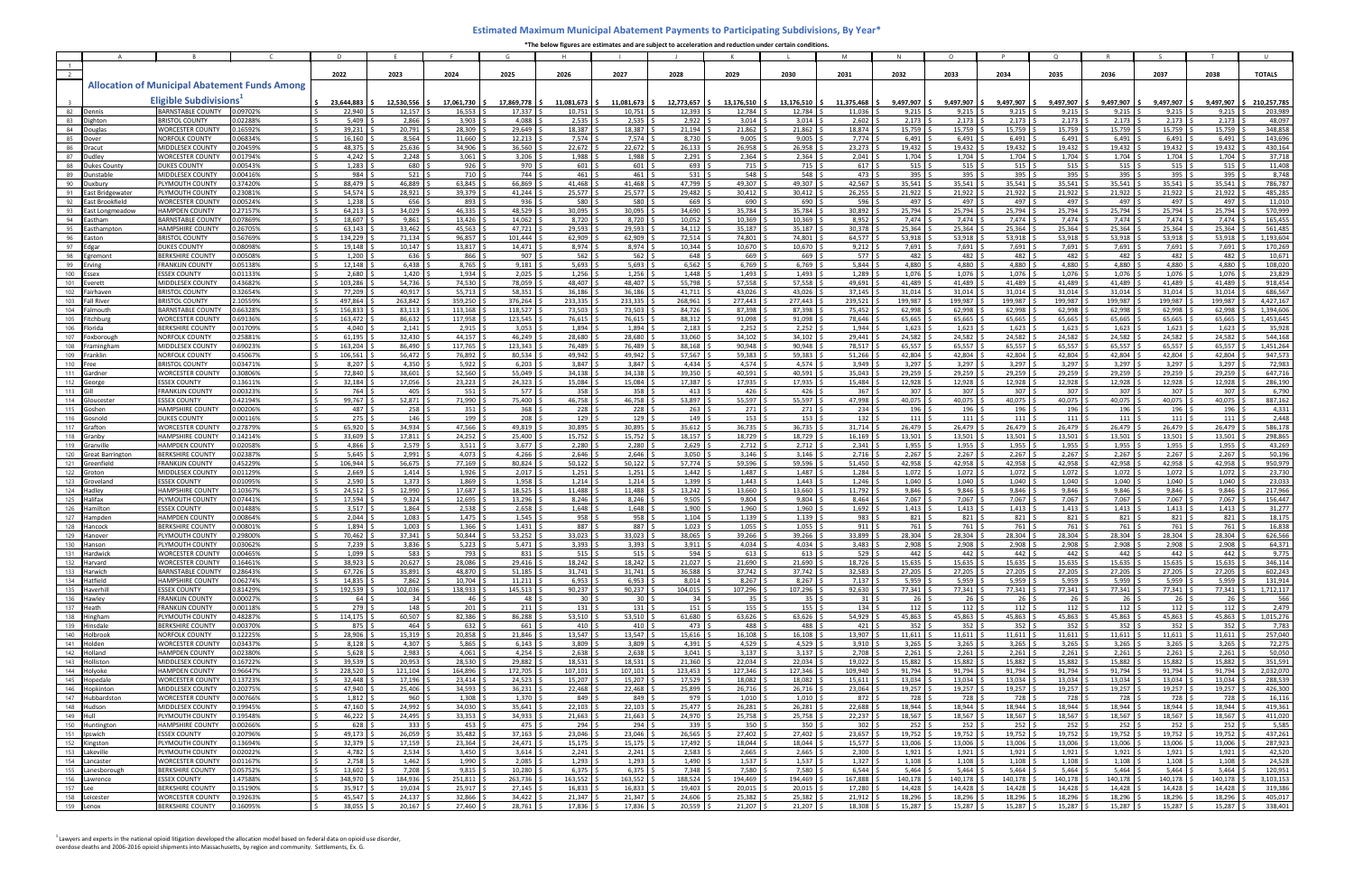# Estimated Maximum Municipal Abatement Payments to Participating Subdivisions, By Year*

**\*The below figures are estimates and are subject to acceleration and reduction under certain conditions.**

| Allocation of Municipal Abatement Funds Among Eligible Subdivisions[1] | | | 2022 | 2023 | 2024 | 2025 | 2026 | 2027 | 2028 | 2029 | 2030 | 2031 | 2032 | 2033 | 2034 | 2035 | 2036 | 2037 | 2038 | TOTALS |
|---|---|---|---|---|---|---|---|---|---|---|---|---|---|---|---|---|---|---|---|---|
| | | | $ 23,644,883 | $ 12,530,556 | $ 17,061,730 | $ 17,869,778 | $ 11,081,673 | $ 11,081,673 | $ 12,773,657 | $ 13,176,510 | $ 13,176,510 | $ 11,375,468 | $ 9,497,907 | $ 9,497,907 | $ 9,497,907 | $ 9,497,907 | $ 9,497,907 | $ 9,497,907 | $ 9,497,907 | $ 210,257,785 |
| Dennis | BARNSTABLE COUNTY | 0.09702% | $ 22,940 | $ 12,157 | $ 16,553 | $ 17,337 | $ 10,751 | $ 10,751 | $ 12,393 | $ 12,784 | $ 12,784 | $ 11,036 | $ 9,215 | $ 9,215 | $ 9,215 | $ 9,215 | $ 9,215 | $ 9,215 | $ 9,215 | $ 203,989 |
| Dighton | BRISTOL COUNTY | 0.02288% | $ 5,409 | $ 2,866 | $ 3,903 | $ 4,088 | $ 2,535 | $ 2,535 | $ 2,922 | $ 3,014 | $ 3,014 | $ 2,602 | $ 2,173 | $ 2,173 | $ 2,173 | $ 2,173 | $ 2,173 | $ 2,173 | $ 2,173 | $ 48,097 |
| Douglas | WORCESTER COUNTY | 0.16592% | $ 39,231 | $ 20,791 | $ 28,309 | $ 29,649 | $ 18,387 | $ 18,387 | $ 21,194 | $ 21,862 | $ 21,862 | $ 18,874 | $ 15,759 | $ 15,759 | $ 15,759 | $ 15,759 | $ 15,759 | $ 15,759 | $ 15,759 | $ 348,858 |
| Dover | NORFOLK COUNTY | 0.06834% | $ 16,160 | $ 8,564 | $ 11,660 | $ 12,213 | $ 7,574 | $ 7,574 | $ 8,730 | $ 9,005 | $ 9,005 | $ 7,774 | $ 6,491 | $ 6,491 | $ 6,491 | $ 6,491 | $ 6,491 | $ 6,491 | $ 6,491 | $ 143,696 |
| Dracut | MIDDLESEX COUNTY | 0.20459% | $ 48,375 | $ 25,636 | $ 34,906 | $ 36,560 | $ 22,672 | $ 22,672 | $ 26,133 | $ 26,958 | $ 26,958 | $ 23,273 | $ 19,432 | $ 19,432 | $ 19,432 | $ 19,432 | $ 19,432 | $ 19,432 | $ 19,432 | $ 430,164 |
| Dudley | WORCESTER COUNTY | 0.01794% | $ 4,242 | $ 2,248 | $ 3,061 | $ 3,206 | $ 1,988 | $ 1,988 | $ 2,291 | $ 2,364 | $ 2,364 | $ 2,041 | $ 1,704 | $ 1,704 | $ 1,704 | $ 1,704 | $ 1,704 | $ 1,704 | $ 1,704 | $ 37,718 |
| Dukes County | DUKES COUNTY | 0.00543% | $ 1,283 | $ 680 | $ 926 | $ 970 | $ 601 | $ 601 | $ 693 | $ 715 | $ 715 | $ 617 | $ 515 | $ 515 | $ 515 | $ 515 | $ 515 | $ 515 | $ 515 | $ 11,408 |
| Dunstable | MIDDLESEX COUNTY | 0.00416% | $ 984 | $ 521 | $ 710 | $ 744 | $ 461 | $ 461 | $ 531 | $ 548 | $ 548 | $ 473 | $ 395 | $ 395 | $ 395 | $ 395 | $ 395 | $ 395 | $ 395 | $ 8,748 |
| Duxbury | PLYMOUTH COUNTY | 0.37420% | $ 88,479 | $ 46,889 | $ 63,845 | $ 66,869 | $ 41,468 | $ 41,468 | $ 47,799 | $ 49,307 | $ 49,307 | $ 42,567 | $ 35,541 | $ 35,541 | $ 35,541 | $ 35,541 | $ 35,541 | $ 35,541 | $ 35,541 | $ 786,787 |
| East Bridgewater | PLYMOUTH COUNTY | 0.23081% | $ 54,574 | $ 28,921 | $ 39,379 | $ 41,244 | $ 25,577 | $ 25,577 | $ 29,482 | $ 30,412 | $ 30,412 | $ 26,255 | $ 21,922 | $ 21,922 | $ 21,922 | $ 21,922 | $ 21,922 | $ 21,922 | $ 21,922 | $ 485,285 |
| East Brookfield | WORCESTER COUNTY | 0.00524% | $ 1,238 | $ 656 | $ 893 | $ 936 | $ 580 | $ 580 | $ 669 | $ 690 | $ 690 | $ 596 | $ 497 | $ 497 | $ 497 | $ 497 | $ 497 | $ 497 | $ 497 | $ 11,010 |
| East Longmeadow | HAMPDEN COUNTY | 0.27157% | $ 64,213 | $ 34,029 | $ 46,335 | $ 48,529 | $ 30,095 | $ 30,095 | $ 34,690 | $ 35,784 | $ 35,784 | $ 30,892 | $ 25,794 | $ 25,794 | $ 25,794 | $ 25,794 | $ 25,794 | $ 25,794 | $ 25,794 | $ 570,999 |
| Eastham | BARNSTABLE COUNTY | 0.07869% | $ 18,607 | $ 9,861 | $ 13,426 | $ 14,062 | $ 8,720 | $ 8,720 | $ 10,052 | $ 10,369 | $ 10,369 | $ 8,952 | $ 7,474 | $ 7,474 | $ 7,474 | $ 7,474 | $ 7,474 | $ 7,474 | $ 7,474 | $ 165,455 |
| Easthampton | HAMPSHIRE COUNTY | 0.26705% | $ 63,143 | $ 33,462 | $ 45,563 | $ 47,721 | $ 29,593 | $ 29,593 | $ 34,112 | $ 35,187 | $ 35,187 | $ 30,378 | $ 25,364 | $ 25,364 | $ 25,364 | $ 25,364 | $ 25,364 | $ 25,364 | $ 25,364 | $ 561,485 |
| Easton | BRISTOL COUNTY | 0.56769% | $ 134,229 | $ 71,134 | $ 96,857 | $ 101,444 | $ 62,909 | $ 62,909 | $ 72,514 | $ 74,801 | $ 74,801 | $ 64,577 | $ 53,918 | $ 53,918 | $ 53,918 | $ 53,918 | $ 53,918 | $ 53,918 | $ 53,918 | $ 1,193,604 |
| Edgar | DUKES COUNTY | 0.08098% | $ 19,148 | $ 10,147 | $ 13,817 | $ 14,471 | $ 8,974 | $ 8,974 | $ 10,344 | $ 10,670 | $ 10,670 | $ 9,212 | $ 7,691 | $ 7,691 | $ 7,691 | $ 7,691 | $ 7,691 | $ 7,691 | $ 7,691 | $ 170,269 |
| Egremont | BERKSHIRE COUNTY | 0.00508% | $ 1,200 | $ 636 | $ 866 | $ 907 | $ 562 | $ 562 | $ 648 | $ 669 | $ 669 | $ 577 | $ 482 | $ 482 | $ 482 | $ 482 | $ 482 | $ 482 | $ 482 | $ 10,671 |
| Erving | FRANKLIN COUNTY | 0.05138% | $ 12,148 | $ 6,438 | $ 8,765 | $ 9,181 | $ 5,693 | $ 5,693 | $ 6,562 | $ 6,769 | $ 6,769 | $ 5,844 | $ 4,880 | $ 4,880 | $ 4,880 | $ 4,880 | $ 4,880 | $ 4,880 | $ 4,880 | $ 108,020 |
| Essex | ESSEX COUNTY | 0.01133% | $ 2,680 | $ 1,420 | $ 1,934 | $ 2,025 | $ 1,256 | $ 1,256 | $ 1,448 | $ 1,493 | $ 1,493 | $ 1,289 | $ 1,076 | $ 1,076 | $ 1,076 | $ 1,076 | $ 1,076 | $ 1,076 | $ 1,076 | $ 23,829 |
| Everett | MIDDLESEX COUNTY | 0.43682% | $ 103,286 | $ 54,736 | $ 74,530 | $ 78,059 | $ 48,407 | $ 48,407 | $ 55,798 | $ 57,558 | $ 57,558 | $ 49,691 | $ 41,489 | $ 41,489 | $ 41,489 | $ 41,489 | $ 41,489 | $ 41,489 | $ 41,489 | $ 918,454 |
| Fairhaven | BRISTOL COUNTY | 0.32654% | $ 77,209 | $ 40,917 | $ 55,713 | $ 58,351 | $ 36,186 | $ 36,186 | $ 41,711 | $ 43,026 | $ 43,026 | $ 37,145 | $ 31,014 | $ 31,014 | $ 31,014 | $ 31,014 | $ 31,014 | $ 31,014 | $ 31,014 | $ 686,567 |
| Fall River | BRISTOL COUNTY | 2.10559% | $ 497,864 | $ 263,842 | $ 359,250 | $ 376,264 | $ 233,335 | $ 233,335 | $ 268,961 | $ 277,443 | $ 277,443 | $ 239,521 | $ 199,987 | $ 199,987 | $ 199,987 | $ 199,987 | $ 199,987 | $ 199,987 | $ 199,987 | $ 4,427,167 |
| Falmouth | BARNSTABLE COUNTY | 0.66328% | $ 156,833 | $ 83,113 | $ 113,168 | $ 118,527 | $ 73,503 | $ 73,503 | $ 84,726 | $ 87,398 | $ 87,398 | $ 75,452 | $ 62,998 | $ 62,998 | $ 62,998 | $ 62,998 | $ 62,998 | $ 62,998 | $ 62,998 | $ 1,394,606 |
| Fitchburg | WORCESTER COUNTY | 0.69136% | $ 163,472 | $ 86,632 | $ 117,958 | $ 123,545 | $ 76,615 | $ 76,615 | $ 88,312 | $ 91,098 | $ 91,098 | $ 78,646 | $ 65,665 | $ 65,665 | $ 65,665 | $ 65,665 | $ 65,665 | $ 65,665 | $ 65,665 | $ 1,453,645 |
| Florida | BERKSHIRE COUNTY | 0.01709% | $ 4,040 | $ 2,141 | $ 2,915 | $ 3,053 | $ 1,894 | $ 1,894 | $ 2,183 | $ 2,252 | $ 2,252 | $ 1,944 | $ 1,623 | $ 1,623 | $ 1,623 | $ 1,623 | $ 1,623 | $ 1,623 | $ 1,623 | $ 35,928 |
| Foxborough | NORFOLK COUNTY | 0.25881% | $ 61,195 | $ 32,430 | $ 44,157 | $ 46,249 | $ 28,680 | $ 28,680 | $ 33,060 | $ 34,102 | $ 34,102 | $ 29,441 | $ 24,582 | $ 24,582 | $ 24,582 | $ 24,582 | $ 24,582 | $ 24,582 | $ 24,582 | $ 544,168 |
| Framingham | MIDDLESEX COUNTY | 0.69023% | $ 163,204 | $ 86,490 | $ 117,765 | $ 123,343 | $ 76,489 | $ 76,489 | $ 88,168 | $ 90,948 | $ 90,948 | $ 78,517 | $ 65,557 | $ 65,557 | $ 65,557 | $ 65,557 | $ 65,557 | $ 65,557 | $ 65,557 | $ 1,451,264 |
| Franklin | NORFOLK COUNTY | 0.45067% | $ 106,561 | $ 56,472 | $ 76,892 | $ 80,534 | $ 49,942 | $ 49,942 | $ 57,567 | $ 59,383 | $ 59,383 | $ 51,266 | $ 42,804 | $ 42,804 | $ 42,804 | $ 42,804 | $ 42,804 | $ 42,804 | $ 42,804 | $ 947,573 |
| Free | BRISTOL COUNTY | 0.03471% | $ 8,207 | $ 4,350 | $ 5,922 | $ 6,203 | $ 3,847 | $ 3,847 | $ 4,434 | $ 4,574 | $ 4,574 | $ 3,949 | $ 3,297 | $ 3,297 | $ 3,297 | $ 3,297 | $ 3,297 | $ 3,297 | $ 3,297 | $ 72,983 |
| Gardner | WORCESTER COUNTY | 0.30806% | $ 72,840 | $ 38,601 | $ 52,560 | $ 55,049 | $ 34,138 | $ 34,138 | $ 39,350 | $ 40,591 | $ 40,591 | $ 35,043 | $ 29,259 | $ 29,259 | $ 29,259 | $ 29,259 | $ 29,259 | $ 29,259 | $ 29,259 | $ 647,716 |
| George | ESSEX COUNTY | 0.13611% | $ 32,184 | $ 17,056 | $ 23,223 | $ 24,323 | $ 15,084 | $ 15,084 | $ 17,387 | $ 17,935 | $ 17,935 | $ 15,484 | $ 12,928 | $ 12,928 | $ 12,928 | $ 12,928 | $ 12,928 | $ 12,928 | $ 12,928 | $ 286,190 |
| Gill | FRANKLIN COUNTY | 0.00323% | $ 764 | $ 405 | $ 551 | $ 577 | $ 358 | $ 358 | $ 413 | $ 426 | $ 426 | $ 367 | $ 307 | $ 307 | $ 307 | $ 307 | $ 307 | $ 307 | $ 307 | $ 6,790 |
| Gloucester | ESSEX COUNTY | 0.42194% | $ 99,767 | $ 52,871 | $ 71,990 | $ 75,400 | $ 46,758 | $ 46,758 | $ 53,897 | $ 55,597 | $ 55,597 | $ 47,998 | $ 40,075 | $ 40,075 | $ 40,075 | $ 40,075 | $ 40,075 | $ 40,075 | $ 40,075 | $ 887,162 |
| Goshen | HAMPSHIRE COUNTY | 0.00206% | $ 487 | $ 258 | $ 351 | $ 368 | $ 228 | $ 228 | $ 263 | $ 271 | $ 271 | $ 234 | $ 196 | $ 196 | $ 196 | $ 196 | $ 196 | $ 196 | $ 196 | $ 4,331 |
| Gosnold | DUKES COUNTY | 0.00116% | $ 275 | $ 146 | $ 199 | $ 208 | $ 129 | $ 129 | $ 149 | $ 153 | $ 153 | $ 132 | $ 111 | $ 111 | $ 111 | $ 111 | $ 111 | $ 111 | $ 111 | $ 2,448 |
| Grafton | WORCESTER COUNTY | 0.27879% | $ 65,920 | $ 34,934 | $ 47,566 | $ 49,819 | $ 30,895 | $ 30,895 | $ 35,612 | $ 36,735 | $ 36,735 | $ 31,714 | $ 26,479 | $ 26,479 | $ 26,479 | $ 26,479 | $ 26,479 | $ 26,479 | $ 26,479 | $ 586,178 |
| Granby | HAMPSHIRE COUNTY | 0.14214% | $ 33,609 | $ 17,811 | $ 24,252 | $ 25,400 | $ 15,752 | $ 15,752 | $ 18,157 | $ 18,729 | $ 18,729 | $ 16,169 | $ 13,501 | $ 13,501 | $ 13,501 | $ 13,501 | $ 13,501 | $ 13,501 | $ 13,501 | $ 298,865 |
| Granville | HAMPDEN COUNTY | 0.02058% | $ 4,866 | $ 2,579 | $ 3,511 | $ 3,677 | $ 2,280 | $ 2,280 | $ 2,629 | $ 2,712 | $ 2,712 | $ 2,341 | $ 1,955 | $ 1,955 | $ 1,955 | $ 1,955 | $ 1,955 | $ 1,955 | $ 1,955 | $ 43,269 |
| Great Barrington | BERKSHIRE COUNTY | 0.02387% | $ 5,645 | $ 2,991 | $ 4,073 | $ 4,266 | $ 2,646 | $ 2,646 | $ 3,050 | $ 3,146 | $ 3,146 | $ 2,716 | $ 2,267 | $ 2,267 | $ 2,267 | $ 2,267 | $ 2,267 | $ 2,267 | $ 2,267 | $ 50,196 |
| Greenfield | FRANKLIN COUNTY | 0.45229% | $ 106,944 | $ 56,675 | $ 77,169 | $ 80,824 | $ 50,122 | $ 50,122 | $ 57,774 | $ 59,596 | $ 59,596 | $ 51,450 | $ 42,958 | $ 42,958 | $ 42,958 | $ 42,958 | $ 42,958 | $ 42,958 | $ 42,958 | $ 950,979 |
| Groton | MIDDLESEX COUNTY | 0.01129% | $ 2,669 | $ 1,414 | $ 1,926 | $ 2,017 | $ 1,251 | $ 1,251 | $ 1,442 | $ 1,487 | $ 1,487 | $ 1,284 | $ 1,072 | $ 1,072 | $ 1,072 | $ 1,072 | $ 1,072 | $ 1,072 | $ 1,072 | $ 23,730 |
| Groveland | ESSEX COUNTY | 0.01095% | $ 2,590 | $ 1,373 | $ 1,869 | $ 1,958 | $ 1,214 | $ 1,214 | $ 1,399 | $ 1,443 | $ 1,443 | $ 1,246 | $ 1,040 | $ 1,040 | $ 1,040 | $ 1,040 | $ 1,040 | $ 1,040 | $ 1,040 | $ 23,033 |
| Hadley | HAMPSHIRE COUNTY | 0.10367% | $ 24,512 | $ 12,990 | $ 17,687 | $ 18,525 | $ 11,488 | $ 11,488 | $ 13,242 | $ 13,660 | $ 13,660 | $ 11,792 | $ 9,846 | $ 9,846 | $ 9,846 | $ 9,846 | $ 9,846 | $ 9,846 | $ 9,846 | $ 217,966 |
| Halifax | PLYMOUTH COUNTY | 0.07441% | $ 17,594 | $ 9,324 | $ 12,695 | $ 13,296 | $ 8,246 | $ 8,246 | $ 9,505 | $ 9,804 | $ 9,804 | $ 8,464 | $ 7,067 | $ 7,067 | $ 7,067 | $ 7,067 | $ 7,067 | $ 7,067 | $ 7,067 | $ 156,447 |
| Hamilton | ESSEX COUNTY | 0.01488% | $ 3,517 | $ 1,864 | $ 2,538 | $ 2,658 | $ 1,648 | $ 1,648 | $ 1,900 | $ 1,960 | $ 1,960 | $ 1,692 | $ 1,413 | $ 1,413 | $ 1,413 | $ 1,413 | $ 1,413 | $ 1,413 | $ 1,413 | $ 31,277 |
| Hampden | HAMPDEN COUNTY | 0.00864% | $ 2,044 | $ 1,083 | $ 1,475 | $ 1,545 | $ 958 | $ 958 | $ 1,104 | $ 1,139 | $ 1,139 | $ 983 | $ 821 | $ 821 | $ 821 | $ 821 | $ 821 | $ 821 | $ 821 | $ 18,175 |
| Hancock | BERKSHIRE COUNTY | 0.00801% | $ 1,894 | $ 1,003 | $ 1,366 | $ 1,431 | $ 887 | $ 887 | $ 1,023 | $ 1,055 | $ 1,055 | $ 911 | $ 761 | $ 761 | $ 761 | $ 761 | $ 761 | $ 761 | $ 761 | $ 16,838 |
| Hanover | PLYMOUTH COUNTY | 0.29800% | $ 70,462 | $ 37,341 | $ 50,844 | $ 53,252 | $ 33,023 | $ 33,023 | $ 38,065 | $ 39,266 | $ 39,266 | $ 33,899 | $ 28,304 | $ 28,304 | $ 28,304 | $ 28,304 | $ 28,304 | $ 28,304 | $ 28,304 | $ 626,566 |
| Hanson | PLYMOUTH COUNTY | 0.03062% | $ 7,239 | $ 3,836 | $ 5,223 | $ 5,471 | $ 3,393 | $ 3,393 | $ 3,911 | $ 4,034 | $ 4,034 | $ 3,483 | $ 2,908 | $ 2,908 | $ 2,908 | $ 2,908 | $ 2,908 | $ 2,908 | $ 2,908 | $ 64,371 |
| Hardwick | WORCESTER COUNTY | 0.00465% | $ 1,099 | $ 583 | $ 793 | $ 831 | $ 515 | $ 515 | $ 594 | $ 613 | $ 613 | $ 529 | $ 442 | $ 442 | $ 442 | $ 442 | $ 442 | $ 442 | $ 442 | $ 9,775 |
| Harvard | WORCESTER COUNTY | 0.16461% | $ 38,923 | $ 20,627 | $ 28,086 | $ 29,416 | $ 18,242 | $ 18,242 | $ 21,027 | $ 21,690 | $ 21,690 | $ 18,726 | $ 15,635 | $ 15,635 | $ 15,635 | $ 15,635 | $ 15,635 | $ 15,635 | $ 15,635 | $ 346,114 |
| Harwich | BARNSTABLE COUNTY | 0.28643% | $ 67,726 | $ 35,891 | $ 48,870 | $ 51,185 | $ 31,741 | $ 31,741 | $ 36,588 | $ 37,742 | $ 37,742 | $ 32,583 | $ 27,205 | $ 27,205 | $ 27,205 | $ 27,205 | $ 27,205 | $ 27,205 | $ 27,205 | $ 602,243 |
| Hatfield | HAMPSHIRE COUNTY | 0.06274% | $ 14,835 | $ 7,862 | $ 10,704 | $ 11,211 | $ 6,953 | $ 6,953 | $ 8,014 | $ 8,267 | $ 8,267 | $ 7,137 | $ 5,959 | $ 5,959 | $ 5,959 | $ 5,959 | $ 5,959 | $ 5,959 | $ 5,959 | $ 131,914 |
| Haverhill | ESSEX COUNTY | 0.81429% | $ 192,539 | $ 102,036 | $ 138,933 | $ 145,513 | $ 90,237 | $ 90,237 | $ 104,015 | $ 107,296 | $ 107,296 | $ 92,630 | $ 77,341 | $ 77,341 | $ 77,341 | $ 77,341 | $ 77,341 | $ 77,341 | $ 77,341 | $ 1,712,117 |
| Hawley | FRANKLIN COUNTY | 0.00027% | $ 64 | $ 34 | $ 46 | $ 48 | $ 30 | $ 30 | $ 34 | $ 35 | $ 35 | $ 31 | $ 26 | $ 26 | $ 26 | $ 26 | $ 26 | $ 26 | $ 26 | $ 566 |
| Heath | FRANKLIN COUNTY | 0.00118% | $ 279 | $ 148 | $ 201 | $ 211 | $ 131 | $ 131 | $ 151 | $ 155 | $ 155 | $ 134 | $ 112 | $ 112 | $ 112 | $ 112 | $ 112 | $ 112 | $ 112 | $ 2,479 |
| Hingham | PLYMOUTH COUNTY | 0.48287% | $ 114,175 | $ 60,507 | $ 82,386 | $ 86,288 | $ 53,510 | $ 53,510 | $ 61,680 | $ 63,626 | $ 63,626 | $ 54,929 | $ 45,863 | $ 45,863 | $ 45,863 | $ 45,863 | $ 45,863 | $ 45,863 | $ 45,863 | $ 1,015,276 |
| Hinsdale | BERKSHIRE COUNTY | 0.00370% | $ 875 | $ 464 | $ 632 | $ 661 | $ 410 | $ 410 | $ 473 | $ 488 | $ 488 | $ 421 | $ 352 | $ 352 | $ 352 | $ 352 | $ 352 | $ 352 | $ 352 | $ 7,783 |
| Holbrook | NORFOLK COUNTY | 0.12225% | $ 28,906 | $ 15,319 | $ 20,858 | $ 21,846 | $ 13,547 | $ 13,547 | $ 15,616 | $ 16,108 | $ 16,108 | $ 13,907 | $ 11,611 | $ 11,611 | $ 11,611 | $ 11,611 | $ 11,611 | $ 11,611 | $ 11,611 | $ 257,040 |
| Holden | WORCESTER COUNTY | 0.03437% | $ 8,128 | $ 4,307 | $ 5,865 | $ 6,143 | $ 3,809 | $ 3,809 | $ 4,391 | $ 4,529 | $ 4,529 | $ 3,910 | $ 3,265 | $ 3,265 | $ 3,265 | $ 3,265 | $ 3,265 | $ 3,265 | $ 3,265 | $ 72,275 |
| Holland | HAMPDEN COUNTY | 0.02380% | $ 5,628 | $ 2,983 | $ 4,061 | $ 4,254 | $ 2,638 | $ 2,638 | $ 3,041 | $ 3,137 | $ 3,137 | $ 2,708 | $ 2,261 | $ 2,261 | $ 2,261 | $ 2,261 | $ 2,261 | $ 2,261 | $ 2,261 | $ 50,050 |
| Holliston | MIDDLESEX COUNTY | 0.16722% | $ 39,539 | $ 20,953 | $ 28,530 | $ 29,882 | $ 18,531 | $ 18,531 | $ 21,360 | $ 22,034 | $ 22,034 | $ 19,022 | $ 15,882 | $ 15,882 | $ 15,882 | $ 15,882 | $ 15,882 | $ 15,882 | $ 15,882 | $ 351,591 |
| Holyoke | HAMPDEN COUNTY | 0.96647% | $ 228,520 | $ 121,104 | $ 164,896 | $ 172,705 | $ 107,101 | $ 107,101 | $ 123,453 | $ 127,346 | $ 127,346 | $ 109,940 | $ 91,794 | $ 91,794 | $ 91,794 | $ 91,794 | $ 91,794 | $ 91,794 | $ 91,794 | $ 2,032,070 |
| Hopedale | WORCESTER COUNTY | 0.13723% | $ 32,448 | $ 17,196 | $ 23,414 | $ 24,523 | $ 15,207 | $ 15,207 | $ 17,529 | $ 18,082 | $ 18,082 | $ 15,611 | $ 13,034 | $ 13,034 | $ 13,034 | $ 13,034 | $ 13,034 | $ 13,034 | $ 13,034 | $ 288,539 |
| Hopkinton | MIDDLESEX COUNTY | 0.20275% | $ 47,940 | $ 25,406 | $ 34,593 | $ 36,231 | $ 22,468 | $ 22,468 | $ 25,899 | $ 26,716 | $ 26,716 | $ 23,064 | $ 19,257 | $ 19,257 | $ 19,257 | $ 19,257 | $ 19,257 | $ 19,257 | $ 19,257 | $ 426,300 |
| Hubbardston | WORCESTER COUNTY | 0.00766% | $ 1,812 | $ 960 | $ 1,308 | $ 1,370 | $ 849 | $ 849 | $ 979 | $ 1,010 | $ 1,010 | $ 872 | $ 728 | $ 728 | $ 728 | $ 728 | $ 728 | $ 728 | $ 728 | $ 16,116 |
| Hudson | MIDDLESEX COUNTY | 0.19945% | $ 47,160 | $ 24,992 | $ 34,030 | $ 35,641 | $ 22,103 | $ 22,103 | $ 25,477 | $ 26,281 | $ 26,281 | $ 22,688 | $ 18,944 | $ 18,944 | $ 18,944 | $ 18,944 | $ 18,944 | $ 18,944 | $ 18,944 | $ 419,361 |
| Hull | PLYMOUTH COUNTY | 0.19548% | $ 46,222 | $ 24,495 | $ 33,353 | $ 34,933 | $ 21,663 | $ 21,663 | $ 24,970 | $ 25,758 | $ 25,758 | $ 22,237 | $ 18,567 | $ 18,567 | $ 18,567 | $ 18,567 | $ 18,567 | $ 18,567 | $ 18,567 | $ 411,020 |
| Huntington | HAMPSHIRE COUNTY | 0.00266% | $ 628 | $ 333 | $ 453 | $ 475 | $ 294 | $ 294 | $ 339 | $ 350 | $ 350 | $ 302 | $ 252 | $ 252 | $ 252 | $ 252 | $ 252 | $ 252 | $ 252 | $ 5,585 |
| Ipswich | ESSEX COUNTY | 0.20796% | $ 49,173 | $ 26,059 | $ 35,482 | $ 37,163 | $ 23,046 | $ 23,046 | $ 26,565 | $ 27,402 | $ 27,402 | $ 23,657 | $ 19,752 | $ 19,752 | $ 19,752 | $ 19,752 | $ 19,752 | $ 19,752 | $ 19,752 | $ 437,261 |
| Kingston | PLYMOUTH COUNTY | 0.13694% | $ 32,379 | $ 17,159 | $ 23,364 | $ 24,471 | $ 15,175 | $ 15,175 | $ 17,492 | $ 18,044 | $ 18,044 | $ 15,577 | $ 13,006 | $ 13,006 | $ 13,006 | $ 13,006 | $ 13,006 | $ 13,006 | $ 13,006 | $ 287,923 |
| Lakeville | PLYMOUTH COUNTY | 0.02022% | $ 4,782 | $ 2,534 | $ 3,450 | $ 3,614 | $ 2,241 | $ 2,241 | $ 2,583 | $ 2,665 | $ 2,665 | $ 2,300 | $ 1,921 | $ 1,921 | $ 1,921 | $ 1,921 | $ 1,921 | $ 1,921 | $ 1,921 | $ 42,520 |
| Lancaster | WORCESTER COUNTY | 0.01167% | $ 2,758 | $ 1,462 | $ 1,990 | $ 2,085 | $ 1,293 | $ 1,293 | $ 1,490 | $ 1,537 | $ 1,537 | $ 1,327 | $ 1,108 | $ 1,108 | $ 1,108 | $ 1,108 | $ 1,108 | $ 1,108 | $ 1,108 | $ 24,528 |
| Lanesborough | BERKSHIRE COUNTY | 0.05752% | $ 13,601 | $ 7,208 | $ 9,815 | $ 10,280 | $ 6,375 | $ 6,375 | $ 7,348 | $ 7,580 | $ 7,580 | $ 6,544 | $ 5,464 | $ 5,464 | $ 5,464 | $ 5,464 | $ 5,464 | $ 5,464 | $ 5,464 | $ 120,951 |
| Lawrence | ESSEX COUNTY | 1.47588% | $ 348,970 | $ 184,936 | $ 251,811 | $ 263,736 | $ 163,552 | $ 163,552 | $ 188,524 | $ 194,469 | $ 194,469 | $ 167,888 | $ 140,178 | $ 140,178 | $ 140,178 | $ 140,178 | $ 140,178 | $ 140,178 | $ 140,178 | $ 3,103,153 |
| Lee | BERKSHIRE COUNTY | 0.15190% | $ 35,917 | $ 19,034 | $ 25,917 | $ 27,145 | $ 16,833 | $ 16,833 | $ 19,403 | $ 20,015 | $ 20,015 | $ 17,280 | $ 14,428 | $ 14,428 | $ 14,428 | $ 14,428 | $ 14,428 | $ 14,428 | $ 14,428 | $ 319,386 |
| Leicester | WORCESTER COUNTY | 0.19263% | $ 45,547 | $ 24,137 | $ 32,866 | $ 34,422 | $ 21,347 | $ 21,347 | $ 24,606 | $ 25,382 | $ 25,382 | $ 21,912 | $ 18,296 | $ 18,296 | $ 18,296 | $ 18,296 | $ 18,296 | $ 18,296 | $ 18,296 | $ 405,017 |
| Lenox | BERKSHIRE COUNTY | 0.16095% | $ 38,055 | $ 20,167 | $ 27,460 | $ 28,761 | $ 17,836 | $ 17,836 | $ 20,559 | $ 21,207 | $ 21,207 | $ 18,308 | $ 15,287 | $ 15,287 | $ 15,287 | $ 15,287 | $ 15,287 | $ 15,287 | $ 15,287 | $ 338,401 |

[1] Lawyers and experts in the national opioid litigation developed the allocation model based on federal data on opioid use disorder, overdose deaths and 2006-2016 opioid shipments into Massachusetts, by region and community. Settlements, Ex. G.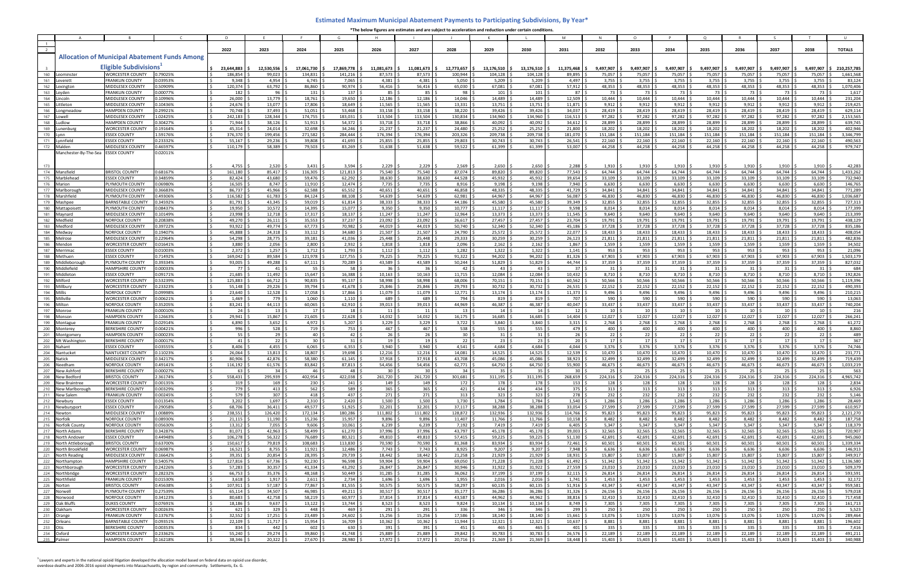# Estimated Maximum Municipal Abatement Payments to Participating Subdivisions, By Year*

*The below figures are estimates and are subject to acceleration and reduction under certain conditions.

## Allocation of Municipal Abatement Funds Among Eligible Subdivisions[1]

| | | | 2022 | 2023 | 2024 | 2025 | 2026 | 2027 | 2028 | 2029 | 2030 | 2031 | 2032 | 2033 | 2034 | 2035 | 2036 | 2037 | 2038 | TOTALS |
|---|---|---|---|---|---|---|---|---|---|---|---|---|---|---|---|---|---|---|---|---|
| | | | $ 23,644,883 | $ 12,530,556 | $ 17,061,730 | $ 17,869,778 | $ 11,081,673 | $ 11,081,673 | $ 12,773,657 | $ 13,176,510 | $ 13,176,510 | $ 11,375,468 | $ 9,497,907 | $ 9,497,907 | $ 9,497,907 | $ 9,497,907 | $ 9,497,907 | $ 9,497,907 | $ 9,497,907 | $ 210,257,785 |
| Leominster | WORCESTER COUNTY | 0.79025% | $ 186,854 | $ 99,023 | $ 134,831 | $ 141,216 | $ 87,573 | $ 87,573 | $ 100,944 | $ 104,128 | $ 104,128 | $ 89,895 | $ 75,057 | $ 75,057 | $ 75,057 | $ 75,057 | $ 75,057 | $ 75,057 | $ 75,057 | $ 1,661,568 |
| Leverett | FRANKLIN COUNTY | 0.03953% | $ 9,348 | $ 4,954 | $ 6,745 | $ 7,065 | $ 4,381 | $ 4,381 | $ 5,050 | $ 5,209 | $ 5,209 | $ 4,497 | $ 3,755 | $ 3,755 | $ 3,755 | $ 3,755 | $ 3,755 | $ 3,755 | $ 3,755 | $ 83,124 |
| Lexington | MIDDLESEX COUNTY | 0.50909% | $ 120,374 | $ 63,792 | $ 86,860 | $ 90,974 | $ 56,416 | $ 56,416 | $ 65,030 | $ 67,081 | $ 67,081 | $ 57,912 | $ 48,353 | $ 48,353 | $ 48,353 | $ 48,353 | $ 48,353 | $ 48,353 | $ 48,353 | $ 1,070,406 |
| Leyden | FRANKLIN COUNTY | 0.00077% | $ 182 | $ 96 | $ 131 | $ 137 | $ 85 | $ 85 | $ 98 | $ 101 | $ 101 | $ 87 | $ 73 | $ 73 | $ 73 | $ 73 | $ 73 | $ 73 | $ 73 | $ 1,617 |
| Lincoln | MIDDLESEX COUNTY | 0.10996% | $ 26,000 | $ 13,779 | $ 18,761 | $ 19,650 | $ 12,186 | $ 12,186 | $ 14,046 | $ 14,489 | $ 14,489 | $ 12,509 | $ 10,444 | $ 10,444 | $ 10,444 | $ 10,444 | $ 10,444 | $ 10,444 | $ 10,444 | $ 231,204 |
| Littleton | MIDDLESEX COUNTY | 0.10436% | $ 24,676 | $ 13,077 | $ 17,806 | $ 18,649 | $ 11,565 | $ 11,565 | $ 13,331 | $ 13,751 | $ 13,751 | $ 11,871 | $ 9,912 | $ 9,912 | $ 9,912 | $ 9,912 | $ 9,912 | $ 9,912 | $ 9,912 | $ 219,425 |
| Longmeadow | HAMPDEN COUNTY | 0.29921% | $ 70,748 | $ 37,493 | $ 51,051 | $ 53,468 | $ 33,158 | $ 33,158 | $ 38,220 | $ 39,426 | $ 39,426 | $ 34,037 | $ 28,419 | $ 28,419 | $ 28,419 | $ 28,419 | $ 28,419 | $ 28,419 | $ 28,419 | $ 629,114 |
| Lowell | MIDDLESEX COUNTY | 1.02425% | $ 242,183 | $ 128,344 | $ 174,755 | $ 183,031 | $ 113,504 | $ 113,504 | $ 130,834 | $ 134,960 | $ 134,960 | $ 116,513 | $ 97,282 | $ 97,282 | $ 97,282 | $ 97,282 | $ 97,282 | $ 97,282 | $ 97,282 | $ 2,153,565 |
| Ludlow | HAMPDEN COUNTY | 0.30427% | $ 71,944 | $ 38,126 | $ 51,913 | $ 54,372 | $ 33,718 | $ 33,718 | $ 38,866 | $ 40,092 | $ 40,092 | $ 34,612 | $ 28,899 | $ 28,899 | $ 28,899 | $ 28,899 | $ 28,899 | $ 28,899 | $ 28,899 | $ 639,745 |
| Lunenburg | WORCESTER COUNTY | 0.19164% | $ 45,314 | $ 24,014 | $ 32,698 | $ 34,246 | $ 21,237 | $ 21,237 | $ 24,480 | $ 25,252 | $ 25,252 | $ 21,800 | $ 18,202 | $ 18,202 | $ 18,202 | $ 18,202 | $ 18,202 | $ 18,202 | $ 18,202 | $ 402,946 |
| Lynn | ESSEX COUNTY | 1.59176% | $ 376,370 | $ 199,456 | $ 271,582 | $ 284,444 | $ 176,394 | $ 176,394 | $ 203,326 | $ 209,738 | $ 209,738 | $ 181,070 | $ 151,184 | $ 151,184 | $ 151,184 | $ 151,184 | $ 151,184 | $ 151,184 | $ 151,184 | $ 3,346,799 |
| Lynnfield | ESSEX COUNTY | 0.23332% | $ 55,167 | $ 29,236 | $ 39,808 | $ 41,693 | $ 25,855 | $ 25,855 | $ 29,803 | $ 30,743 | $ 30,743 | $ 26,541 | $ 22,160 | $ 22,160 | $ 22,160 | $ 22,160 | $ 22,160 | $ 22,160 | $ 22,160 | $ 490,563 |
| Malden | MIDDLESEX COUNTY | 0.46597% | $ 110,179 | $ 58,389 | $ 79,503 | $ 83,269 | $ 51,638 | $ 51,638 | $ 59,522 | $ 61,399 | $ 61,399 | $ 53,007 | $ 44,258 | $ 44,258 | $ 44,258 | $ 44,258 | $ 44,258 | $ 44,258 | $ 44,258 | $ 979,747 |
| Manchester-By-The-Sea | ESSEX COUNTY | 0.02011% | $ 4,755 | $ 2,520 | $ 3,431 | $ 3,594 | $ 2,229 | $ 2,229 | $ 2,569 | $ 2,650 | $ 2,650 | $ 2,288 | $ 1,910 | $ 1,910 | $ 1,910 | $ 1,910 | $ 1,910 | $ 1,910 | $ 1,910 | $ 42,283 |
| Mansfield | BRISTOL COUNTY | 0.68167% | $ 161,180 | $ 85,417 | $ 116,305 | $ 121,813 | $ 75,540 | $ 75,540 | $ 87,074 | $ 89,820 | $ 89,820 | $ 77,543 | $ 64,744 | $ 64,744 | $ 64,744 | $ 64,744 | $ 64,744 | $ 64,744 | $ 64,744 | $ 1,433,262 |
| Marblehead | ESSEX COUNTY | 0.34859% | $ 82,424 | $ 43,680 | $ 59,476 | $ 62,292 | $ 38,630 | $ 38,630 | $ 44,528 | $ 45,932 | $ 45,932 | $ 39,654 | $ 33,109 | $ 33,109 | $ 33,109 | $ 33,109 | $ 33,109 | $ 33,109 | $ 33,109 | $ 732,940 |
| Marion | PLYMOUTH COUNTY | 0.06980% | $ 16,505 | $ 8,747 | $ 11,910 | $ 12,474 | $ 7,735 | $ 7,735 | $ 8,916 | $ 9,198 | $ 9,198 | $ 7,940 | $ 6,630 | $ 6,630 | $ 6,630 | $ 6,630 | $ 6,630 | $ 6,630 | $ 6,630 | $ 146,765 |
| Marlborough | MIDDLESEX COUNTY | 0.36683% | $ 86,737 | $ 45,966 | $ 62,588 | $ 65,552 | $ 40,651 | $ 40,651 | $ 46,858 | $ 48,335 | $ 48,335 | $ 41,729 | $ 34,841 | $ 34,841 | $ 34,841 | $ 34,841 | $ 34,841 | $ 34,841 | $ 34,841 | $ 771,289 |
| Marshfield | PLYMOUTH COUNTY | 0.49306% | $ 116,582 | $ 61,783 | $ 84,124 | $ 88,108 | $ 54,639 | $ 54,639 | $ 62,981 | $ 64,967 | $ 64,967 | $ 56,087 | $ 46,830 | $ 46,830 | $ 46,830 | $ 46,830 | $ 46,830 | $ 46,830 | $ 46,830 | $ 1,036,687 |
| Mashpee | BARNSTABLE COUNTY | 0.34592% | $ 81,791 | $ 43,345 | $ 59,019 | $ 61,814 | $ 38,333 | $ 38,333 | $ 44,186 | $ 45,580 | $ 45,580 | $ 39,349 | $ 32,855 | $ 32,855 | $ 32,855 | $ 32,855 | $ 32,855 | $ 32,855 | $ 32,855 | $ 727,313 |
| Mattapoisett | PLYMOUTH COUNTY | 0.08437% | $ 19,950 | $ 10,572 | $ 14,395 | $ 15,077 | $ 9,350 | $ 9,350 | $ 10,777 | $ 11,117 | $ 11,117 | $ 9,598 | $ 8,014 | $ 8,014 | $ 8,014 | $ 8,014 | $ 8,014 | $ 8,014 | $ 8,014 | $ 177,399 |
| Maynard | MIDDLESEX COUNTY | 0.10149% | $ 23,998 | $ 12,718 | $ 17,317 | $ 18,137 | $ 11,247 | $ 11,247 | $ 12,964 | $ 13,373 | $ 13,373 | $ 11,545 | $ 9,640 | $ 9,640 | $ 9,640 | $ 9,640 | $ 9,640 | $ 9,640 | $ 9,640 | $ 213,399 |
| Medfield | NORFOLK COUNTY | 0.20838% | $ 49,270 | $ 26,111 | $ 35,553 | $ 37,237 | $ 23,092 | $ 23,092 | $ 26,617 | $ 27,457 | $ 27,457 | $ 23,704 | $ 19,791 | $ 19,791 | $ 19,791 | $ 19,791 | $ 19,791 | $ 19,791 | $ 19,791 | $ 438,129 |
| Medford | MIDDLESEX COUNTY | 0.39722% | $ 93,922 | $ 49,774 | $ 67,773 | $ 70,982 | $ 44,019 | $ 44,019 | $ 50,740 | $ 52,340 | $ 52,340 | $ 45,186 | $ 37,728 | $ 37,728 | $ 37,728 | $ 37,728 | $ 37,728 | $ 37,728 | $ 37,728 | $ 835,186 |
| Medway | NORFOLK COUNTY | 0.19407% | $ 45,888 | $ 24,318 | $ 33,112 | $ 34,680 | $ 21,507 | $ 21,507 | $ 24,790 | $ 25,572 | $ 25,572 | $ 22,077 | $ 18,433 | $ 18,433 | $ 18,433 | $ 18,433 | $ 18,433 | $ 18,433 | $ 18,433 | $ 408,054 |
| Melrose | MIDDLESEX COUNTY | 0.22964% | $ 54,298 | $ 28,775 | $ 39,181 | $ 41,036 | $ 25,448 | $ 25,448 | $ 29,333 | $ 30,259 | $ 30,259 | $ 26,123 | $ 21,811 | $ 21,811 | $ 21,811 | $ 21,811 | $ 21,811 | $ 21,811 | $ 21,811 | $ 482,836 |
| Mendon | WORCESTER COUNTY | 0.01641% | $ 3,880 | $ 2,056 | $ 2,800 | $ 2,932 | $ 1,818 | $ 1,818 | $ 2,096 | $ 2,162 | $ 2,162 | $ 1,867 | $ 1,559 | $ 1,559 | $ 1,559 | $ 1,559 | $ 1,559 | $ 1,559 | $ 1,559 | $ 34,502 |
| Merrimac | ESSEX COUNTY | 0.01003% | $ 2,372 | $ 1,257 | $ 1,712 | $ 1,793 | $ 1,112 | $ 1,112 | $ 1,282 | $ 1,322 | $ 1,322 | $ 1,141 | $ 953 | $ 953 | $ 953 | $ 953 | $ 953 | $ 953 | $ 953 | $ 21,096 |
| Methuen | ESSEX COUNTY | 0.71492% | $ 169,042 | $ 89,584 | $ 121,978 | $ 127,755 | $ 79,225 | $ 79,225 | $ 91,322 | $ 94,202 | $ 94,202 | $ 81,326 | $ 67,903 | $ 67,903 | $ 67,903 | $ 67,903 | $ 67,903 | $ 67,903 | $ 67,903 | $ 1,503,179 |
| Middleborough | PLYMOUTH COUNTY | 0.39334% | $ 93,005 | $ 49,288 | $ 67,111 | $ 70,289 | $ 43,589 | $ 43,589 | $ 50,244 | $ 51,829 | $ 51,829 | $ 44,744 | $ 37,359 | $ 37,359 | $ 37,359 | $ 37,359 | $ 37,359 | $ 37,359 | $ 37,359 | $ 827,032 |
| Middlefield | HAMPSHIRE COUNTY | 0.00033% | $ 77 | $ 41 | $ 55 | $ 58 | $ 36 | $ 36 | $ 42 | $ 43 | $ 43 | $ 37 | $ 31 | $ 31 | $ 31 | $ 31 | $ 31 | $ 31 | $ 31 | $ 684 |
| Middleton | ESSEX COUNTY | 0.09171% | $ 21,685 | $ 11,492 | $ 15,647 | $ 16,388 | $ 10,163 | $ 10,163 | $ 11,715 | $ 12,084 | $ 12,084 | $ 10,432 | $ 8,710 | $ 8,710 | $ 8,710 | $ 8,710 | $ 8,710 | $ 8,710 | $ 8,710 | $ 192,826 |
| Milford | WORCESTER COUNTY | 0.53239% | $ 125,883 | $ 66,712 | $ 90,835 | $ 95,137 | $ 58,998 | $ 58,998 | $ 68,006 | $ 70,151 | $ 70,151 | $ 60,562 | $ 50,566 | $ 50,566 | $ 50,566 | $ 50,566 | $ 50,566 | $ 50,566 | $ 50,566 | $ 1,119,396 |
| Millbury | WORCESTER COUNTY | 0.23323% | $ 55,148 | $ 29,226 | $ 39,794 | $ 41,678 | $ 25,846 | $ 25,846 | $ 29,793 | $ 30,732 | $ 30,732 | $ 26,531 | $ 22,152 | $ 22,152 | $ 22,152 | $ 22,152 | $ 22,152 | $ 22,152 | $ 22,152 | $ 490,393 |
| Millis | NORFOLK COUNTY | 0.09998% | $ 23,640 | $ 12,528 | $ 17,058 | $ 17,866 | $ 11,079 | $ 11,079 | $ 12,771 | $ 13,174 | $ 13,174 | $ 11,373 | $ 9,496 | $ 9,496 | $ 9,496 | $ 9,496 | $ 9,496 | $ 9,496 | $ 9,496 | $ 210,215 |
| Millville | WORCESTER COUNTY | 0.00621% | $ 1,469 | $ 779 | $ 1,060 | $ 1,110 | $ 689 | $ 689 | $ 794 | $ 819 | $ 819 | $ 707 | $ 590 | $ 590 | $ 590 | $ 590 | $ 590 | $ 590 | $ 590 | $ 13,063 |
| Milton | NORFOLK COUNTY | 0.35205% | $ 83,241 | $ 44,113 | $ 60,065 | $ 62,910 | $ 39,013 | $ 39,013 | $ 44,969 | $ 46,387 | $ 46,387 | $ 40,047 | $ 33,437 | $ 33,437 | $ 33,437 | $ 33,437 | $ 33,437 | $ 33,437 | $ 33,437 | $ 740,204 |
| Monroe | FRANKLIN COUNTY | 0.00010% | $ 24 | $ 13 | $ 17 | $ 18 | $ 11 | $ 11 | $ 13 | $ 14 | $ 14 | $ 12 | $ 10 | $ 10 | $ 10 | $ 10 | $ 10 | $ 10 | $ 10 | $ 216 |
| Monson | HAMPDEN COUNTY | 0.12663% | $ 29,941 | $ 15,867 | $ 21,605 | $ 22,628 | $ 14,032 | $ 14,032 | $ 16,175 | $ 16,685 | $ 16,685 | $ 14,404 | $ 12,027 | $ 12,027 | $ 12,027 | $ 12,027 | $ 12,027 | $ 12,027 | $ 12,027 | $ 266,241 |
| Montague | FRANKLIN COUNTY | 0.02914% | $ 6,890 | $ 3,652 | $ 4,972 | $ 5,207 | $ 3,229 | $ 3,229 | $ 3,722 | $ 3,840 | $ 3,840 | $ 3,315 | $ 2,768 | $ 2,768 | $ 2,768 | $ 2,768 | $ 2,768 | $ 2,768 | $ 2,768 | $ 61,272 |
| Monterey | BERKSHIRE COUNTY | 0.00421% | $ 996 | $ 528 | $ 719 | $ 753 | $ 467 | $ 467 | $ 538 | $ 555 | $ 555 | $ 479 | $ 400 | $ 400 | $ 400 | $ 400 | $ 400 | $ 400 | $ 400 | $ 8,860 |
| Montgomery | HAMPDEN COUNTY | 0.00023% | $ 55 | $ 29 | $ 40 | $ 42 | $ 26 | $ 26 | $ 30 | $ 31 | $ 31 | $ 26 | $ 22 | $ 22 | $ 22 | $ 22 | $ 22 | $ 22 | $ 22 | $ 489 |
| Mt Washington | BERKSHIRE COUNTY | 0.00017% | $ 41 | $ 22 | $ 30 | $ 31 | $ 19 | $ 19 | $ 22 | $ 23 | $ 23 | $ 20 | $ 17 | $ 17 | $ 17 | $ 17 | $ 17 | $ 17 | $ 17 | $ 367 |
| Nahant | ESSEX COUNTY | 0.03555% | $ 8,406 | $ 4,455 | $ 6,065 | $ 6,353 | $ 3,940 | $ 3,940 | $ 4,541 | $ 4,684 | $ 4,684 | $ 4,044 | $ 3,376 | $ 3,376 | $ 3,376 | $ 3,376 | $ 3,376 | $ 3,376 | $ 3,376 | $ 74,746 |
| Nantucket | NANTUCKET COUNTY | 0.11023% | $ 26,064 | $ 13,813 | $ 18,807 | $ 19,698 | $ 12,216 | $ 12,216 | $ 14,081 | $ 14,525 | $ 14,525 | $ 12,539 | $ 10,470 | $ 10,470 | $ 10,470 | $ 10,470 | $ 10,470 | $ 10,470 | $ 10,470 | $ 231,771 |
| Natick | MIDDLESEX COUNTY | 0.34217% | $ 80,906 | $ 42,876 | $ 58,380 | $ 61,145 | $ 37,918 | $ 37,918 | $ 43,708 | $ 45,086 | $ 45,086 | $ 38,923 | $ 32,499 | $ 32,499 | $ 32,499 | $ 32,499 | $ 32,499 | $ 32,499 | $ 32,499 | $ 719,439 |
| Needham | NORFOLK COUNTY | 0.49141% | $ 116,192 | $ 61,576 | $ 83,842 | $ 87,813 | $ 54,456 | $ 54,456 | $ 62,771 | $ 64,750 | $ 64,750 | $ 55,900 | $ 46,673 | $ 46,673 | $ 46,673 | $ 46,673 | $ 46,673 | $ 46,673 | $ 46,673 | $ 1,033,219 |
| New Ashford | BERKSHIRE COUNTY | 0.00027% | $ 63 | $ 34 | $ 46 | $ 48 | $ 30 | $ 30 | $ 34 | $ 35 | $ 35 | $ 30 | $ 25 | $ 25 | $ 25 | $ 25 | $ 25 | $ 25 | $ 25 | $ 563 |
| New Bedford | BRISTOL COUNTY | 2.36174% | $ 558,431 | $ 295,939 | $ 402,954 | $ 422,038 | $ 261,720 | $ 261,720 | $ 301,681 | $ 311,195 | $ 311,195 | $ 268,659 | $ 224,316 | $ 224,316 | $ 224,316 | $ 224,316 | $ 224,316 | $ 224,316 | $ 224,316 | $ 4,965,742 |
| New Braintree | WORCESTER COUNTY | 0.00135% | $ 319 | $ 169 | $ 230 | $ 241 | $ 149 | $ 149 | $ 172 | $ 178 | $ 178 | $ 153 | $ 128 | $ 128 | $ 128 | $ 128 | $ 128 | $ 128 | $ 128 | $ 2,834 |
| New Marlborough | BERKSHIRE COUNTY | 0.00329% | $ 779 | $ 413 | $ 562 | $ 589 | $ 365 | $ 365 | $ 421 | $ 434 | $ 434 | $ 375 | $ 313 | $ 313 | $ 313 | $ 313 | $ 313 | $ 313 | $ 313 | $ 6,926 |
| New Salem | FRANKLIN COUNTY | 0.00245% | $ 579 | $ 307 | $ 418 | $ 437 | $ 271 | $ 271 | $ 313 | $ 323 | $ 323 | $ 278 | $ 232 | $ 232 | $ 232 | $ 232 | $ 232 | $ 232 | $ 232 | $ 5,146 |
| Newbury | ESSEX COUNTY | 0.01354% | $ 3,202 | $ 1,697 | $ 2,310 | $ 2,420 | $ 1,500 | $ 1,500 | $ 1,730 | $ 1,784 | $ 1,784 | $ 1,540 | $ 1,286 | $ 1,286 | $ 1,286 | $ 1,286 | $ 1,286 | $ 1,286 | $ 1,286 | $ 28,469 |
| Newburyport | ESSEX COUNTY | 0.29058% | $ 68,706 | $ 36,411 | $ 49,577 | $ 51,925 | $ 32,201 | $ 32,201 | $ 37,117 | $ 38,288 | $ 38,288 | $ 33,054 | $ 27,599 | $ 27,599 | $ 27,599 | $ 27,599 | $ 27,599 | $ 27,599 | $ 27,599 | $ 610,957 |
| Newton | MIDDLESEX COUNTY | 1.00889% | $ 238,551 | $ 126,420 | $ 172,134 | $ 180,286 | $ 111,802 | $ 111,802 | $ 128,872 | $ 132,936 | $ 132,936 | $ 114,766 | $ 95,823 | $ 95,823 | $ 95,823 | $ 95,823 | $ 95,823 | $ 95,823 | $ 95,823 | $ 2,121,270 |
| Norfolk | NORFOLK COUNTY | 0.08930% | $ 21,115 | $ 11,190 | $ 15,236 | $ 15,957 | $ 9,896 | $ 9,896 | $ 11,407 | $ 11,766 | $ 11,766 | $ 10,158 | $ 8,482 | $ 8,482 | $ 8,482 | $ 8,482 | $ 8,482 | $ 8,482 | $ 8,482 | $ 187,758 |
| Norfolk County | NORFOLK COUNTY | 0.05630% | $ 13,312 | $ 7,055 | $ 9,606 | $ 10,061 | $ 6,239 | $ 6,239 | $ 7,192 | $ 7,419 | $ 7,419 | $ 6,405 | $ 5,347 | $ 5,347 | $ 5,347 | $ 5,347 | $ 5,347 | $ 5,347 | $ 5,347 | $ 118,379 |
| North Adams | BERKSHIRE COUNTY | 0.34287% | $ 81,071 | $ 42,963 | $ 58,499 | $ 61,270 | $ 37,996 | $ 37,996 | $ 43,797 | $ 45,178 | $ 45,178 | $ 39,003 | $ 32,565 | $ 32,565 | $ 32,565 | $ 32,565 | $ 32,565 | $ 32,565 | $ 32,565 | $ 720,907 |
| North Andover | ESSEX COUNTY | 0.44948% | $ 106,278 | $ 56,322 | $ 76,689 | $ 80,321 | $ 49,810 | $ 49,810 | $ 57,415 | $ 59,225 | $ 59,225 | $ 51,130 | $ 42,691 | $ 42,691 | $ 42,691 | $ 42,691 | $ 42,691 | $ 42,691 | $ 42,691 | $ 945,060 |
| North Attleborough | BRISTOL COUNTY | 0.63700% | $ 150,617 | $ 79,819 | $ 108,683 | $ 113,830 | $ 70,590 | $ 70,590 | $ 81,368 | $ 83,934 | $ 83,934 | $ 72,461 | $ 60,501 | $ 60,501 | $ 60,501 | $ 60,501 | $ 60,501 | $ 60,501 | $ 60,501 | $ 1,339,334 |
| North Brookfield | WORCESTER COUNTY | 0.06987% | $ 16,521 | $ 8,755 | $ 11,921 | $ 12,486 | $ 7,743 | $ 7,743 | $ 8,925 | $ 9,207 | $ 9,207 | $ 7,948 | $ 6,636 | $ 6,636 | $ 6,636 | $ 6,636 | $ 6,636 | $ 6,636 | $ 6,636 | $ 146,913 |
| North Reading | MIDDLESEX COUNTY | 0.16642% | $ 39,351 | $ 20,854 | $ 28,395 | $ 29,739 | $ 18,442 | $ 18,442 | $ 21,258 | $ 21,929 | $ 21,929 | $ 18,931 | $ 15,807 | $ 15,807 | $ 15,807 | $ 15,807 | $ 15,807 | $ 15,807 | $ 15,807 | $ 349,917 |
| Northampton | HAMPSHIRE COUNTY | 0.54057% | $ 127,816 | $ 67,736 | $ 92,230 | $ 96,598 | $ 59,904 | $ 59,904 | $ 69,050 | $ 71,228 | $ 71,228 | $ 61,492 | $ 51,342 | $ 51,342 | $ 51,342 | $ 51,342 | $ 51,342 | $ 51,342 | $ 51,342 | $ 1,136,580 |
| Northborough | WORCESTER COUNTY | 0.24226% | $ 57,283 | $ 30,357 | $ 41,334 | $ 43,292 | $ 26,847 | $ 26,847 | $ 30,946 | $ 31,922 | $ 31,922 | $ 27,559 | $ 23,010 | $ 23,010 | $ 23,010 | $ 23,010 | $ 23,010 | $ 23,010 | $ 23,010 | $ 509,379 |
| Northbridge | WORCESTER COUNTY | 0.28232% | $ 66,753 | $ 35,376 | $ 48,168 | $ 50,449 | $ 31,285 | $ 31,285 | $ 36,062 | $ 37,199 | $ 37,199 | $ 32,115 | $ 26,814 | $ 26,814 | $ 26,814 | $ 26,814 | $ 26,814 | $ 26,814 | $ 26,814 | $ 593,591 |
| Northfield | FRANKLIN COUNTY | 0.01530% | $ 3,618 | $ 1,917 | $ 2,611 | $ 2,734 | $ 1,696 | $ 1,696 | $ 1,955 | $ 2,016 | $ 2,016 | $ 1,741 | $ 1,453 | $ 1,453 | $ 1,453 | $ 1,453 | $ 1,453 | $ 1,453 | $ 1,453 | $ 32,172 |
| Norton | BRISTOL COUNTY | 0.45638% | $ 107,911 | $ 57,187 | $ 77,867 | $ 81,555 | $ 50,575 | $ 50,575 | $ 58,297 | $ 60,135 | $ 60,135 | $ 51,916 | $ 43,347 | $ 43,347 | $ 43,347 | $ 43,347 | $ 43,347 | $ 43,347 | $ 43,347 | $ 959,581 |
| Norwell | PLYMOUTH COUNTY | 0.27539% | $ 65,114 | $ 34,507 | $ 46,985 | $ 49,211 | $ 30,517 | $ 30,517 | $ 35,177 | $ 36,286 | $ 36,286 | $ 31,326 | $ 26,156 | $ 26,156 | $ 26,156 | $ 26,156 | $ 26,156 | $ 26,156 | $ 26,156 | $ 579,018 |
| Norwood | NORFOLK COUNTY | 0.34123% | $ 80,683 | $ 42,758 | $ 58,219 | $ 60,977 | $ 37,814 | $ 37,814 | $ 43,587 | $ 44,962 | $ 44,962 | $ 38,816 | $ 32,410 | $ 32,410 | $ 32,410 | $ 32,410 | $ 32,410 | $ 32,410 | $ 32,410 | $ 717,458 |
| Oak Bluffs | DUKES COUNTY | 0.07691% | $ 18,186 | $ 9,637 | $ 13,122 | $ 13,744 | $ 8,523 | $ 8,523 | $ 9,824 | $ 10,134 | $ 10,134 | $ 8,749 | $ 7,305 | $ 7,305 | $ 7,305 | $ 7,305 | $ 7,305 | $ 7,305 | $ 7,305 | $ 161,713 |
| Oakham | WORCESTER COUNTY | 0.00263% | $ 621 | $ 329 | $ 448 | $ 469 | $ 291 | $ 291 | $ 336 | $ 346 | $ 346 | $ 299 | $ 250 | $ 250 | $ 250 | $ 250 | $ 250 | $ 250 | $ 250 | $ 5,523 |
| Orange | FRANKLIN COUNTY | 0.13767% | $ 32,552 | $ 17,251 | $ 23,489 | $ 24,602 | $ 15,256 | $ 15,256 | $ 17,586 | $ 18,140 | $ 18,140 | $ 15,661 | $ 13,076 | $ 13,076 | $ 13,076 | $ 13,076 | $ 13,076 | $ 13,076 | $ 13,076 | $ 289,464 |
| Orleans | BARNSTABLE COUNTY | 0.09351% | $ 22,109 | $ 11,717 | $ 15,954 | $ 16,709 | $ 10,362 | $ 10,362 | $ 11,944 | $ 12,321 | $ 12,321 | $ 10,637 | $ 8,881 | $ 8,881 | $ 8,881 | $ 8,881 | $ 8,881 | $ 8,881 | $ 8,881 | $ 196,602 |
| Otis | BERKSHIRE COUNTY | 0.00353% | $ 834 | $ 442 | $ 602 | $ 630 | $ 391 | $ 391 | $ 451 | $ 465 | $ 465 | $ 401 | $ 335 | $ 335 | $ 335 | $ 335 | $ 335 | $ 335 | $ 335 | $ 7,416 |
| Oxford | WORCESTER COUNTY | 0.23362% | $ 55,240 | $ 29,274 | $ 39,860 | $ 41,748 | $ 25,889 | $ 25,889 | $ 29,842 | $ 30,783 | $ 30,783 | $ 26,576 | $ 22,189 | $ 22,189 | $ 22,189 | $ 22,189 | $ 22,189 | $ 22,189 | $ 22,189 | $ 491,211 |
| Palmer | HAMPDEN COUNTY | 0.16218% | $ 38,346 | $ 20,322 | $ 27,670 | $ 28,980 | $ 17,972 | $ 17,972 | $ 20,716 | $ 21,369 | $ 21,369 | $ 18,448 | $ 15,403 | $ 15,403 | $ 15,403 | $ 15,403 | $ 15,403 | $ 15,403 | $ 15,403 | $ 340,988 |

[1] Lawyers and experts in the national opioid litigation developed the allocation model based on federal data on opioid use disorder, overdose deaths and 2006-2016 opioid shipments into Massachusetts, by region and community. Settlements, Ex. G.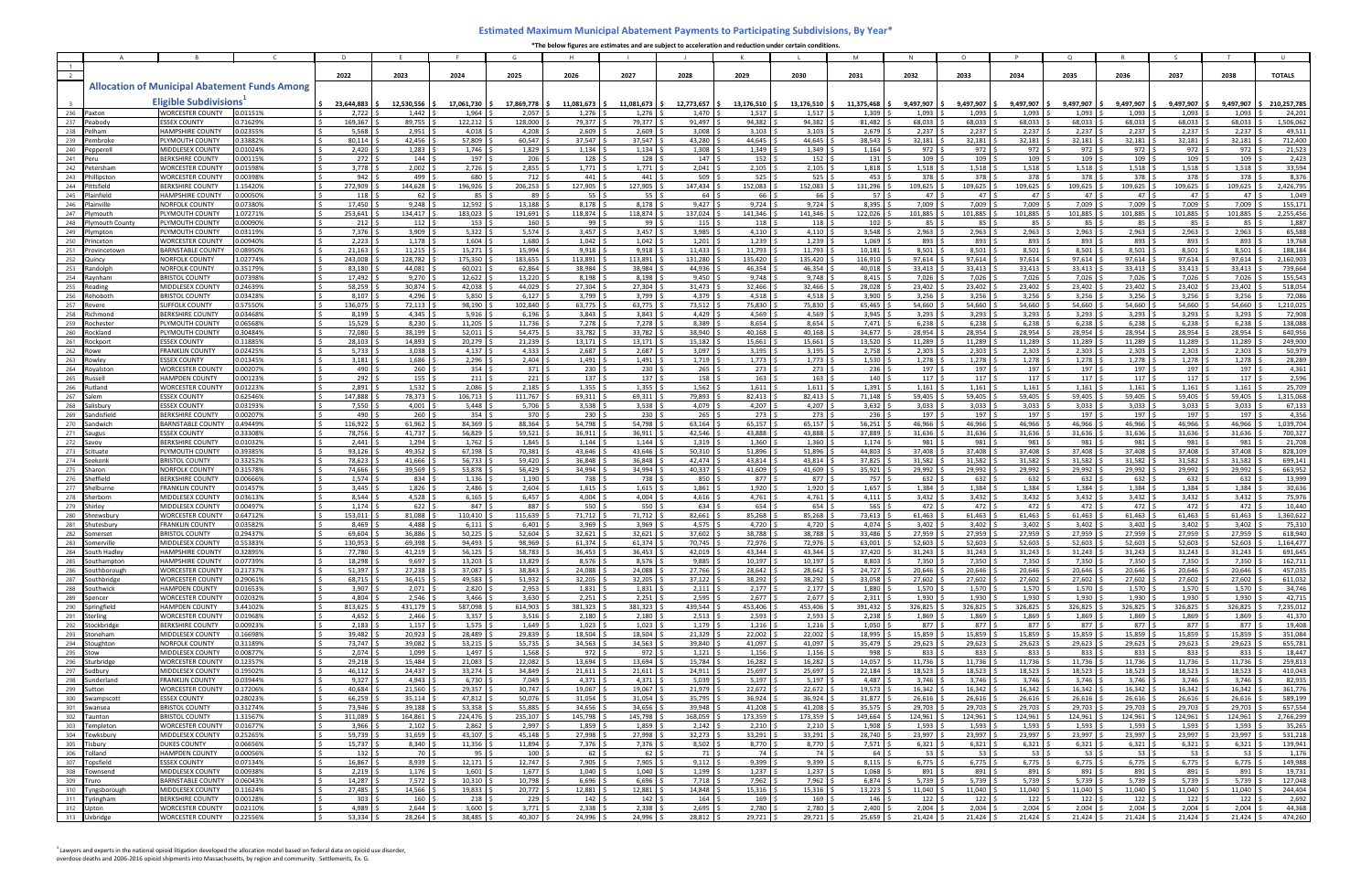# Estimated Maximum Municipal Abatement Payments to Participating Subdivisions, By Year*

*The below figures are estimates and are subject to acceleration and reduction under certain conditions.

| | A | B | C | D | E | F | G | H | I | J | K | L | M | N | O | P | Q | R | S | T | U |
|---|---|---|---|---|---|---|---|---|---|---|---|---|---|---|---|---|---|---|---|---|---|
| 1 | | | | | | | | | | | | | | | | | | | | | |
| 2 | | | | 2022 | 2023 | 2024 | 2025 | 2026 | 2027 | 2028 | 2029 | 2030 | 2031 | 2032 | 2033 | 2034 | 2035 | 2036 | 2037 | 2038 | TOTALS |
| | **Allocation of Municipal Abatement Funds Among** | | | | | | | | | | | | | | | | | | | | |
| 3 | **Eligible Subdivisions[1]** | | | $ 23,644,883 | $ 12,530,556 | $ 17,061,730 | $ 17,869,778 | $ 11,081,673 | $ 11,081,673 | $ 12,773,657 | $ 13,176,510 | $ 13,176,510 | $ 11,375,468 | $ 9,497,907 | $ 9,497,907 | $ 9,497,907 | $ 9,497,907 | $ 9,497,907 | $ 9,497,907 | $ 9,497,907 | $ 210,257,785 |
| 236 | Paxton | WORCESTER COUNTY | 0.01151% | $ 2,722 | $ 1,442 | $ 1,964 | $ 2,057 | $ 1,276 | $ 1,276 | $ 1,470 | $ 1,517 | $ 1,517 | $ 1,309 | $ 1,093 | $ 1,093 | $ 1,093 | $ 1,093 | $ 1,093 | $ 1,093 | $ 1,093 | $ 24,201 |
| 237 | Peabody | ESSEX COUNTY | 0.71629% | $ 169,367 | $ 89,755 | $ 122,212 | $ 128,000 | $ 79,377 | $ 79,377 | $ 91,497 | $ 94,382 | $ 94,382 | $ 81,482 | $ 68,033 | $ 68,033 | $ 68,033 | $ 68,033 | $ 68,033 | $ 68,033 | $ 68,033 | $ 1,506,062 |
| 238 | Pelham | HAMPSHIRE COUNTY | 0.02355% | $ 5,568 | $ 2,951 | $ 4,018 | $ 4,208 | $ 2,609 | $ 2,609 | $ 3,008 | $ 3,103 | $ 3,103 | $ 2,679 | $ 2,237 | $ 2,237 | $ 2,237 | $ 2,237 | $ 2,237 | $ 2,237 | $ 2,237 | $ 49,511 |
| 239 | Pembroke | PLYMOUTH COUNTY | 0.33882% | $ 80,114 | $ 42,456 | $ 57,809 | $ 60,547 | $ 37,547 | $ 37,547 | $ 43,280 | $ 44,645 | $ 44,645 | $ 38,543 | $ 32,181 | $ 32,181 | $ 32,181 | $ 32,181 | $ 32,181 | $ 32,181 | $ 32,181 | $ 712,400 |
| 240 | Pepperell | MIDDLESEX COUNTY | 0.01024% | $ 2,420 | $ 1,283 | $ 1,746 | $ 1,829 | $ 1,134 | $ 1,134 | $ 1,308 | $ 1,349 | $ 1,349 | $ 1,164 | $ 972 | $ 972 | $ 972 | $ 972 | $ 972 | $ 972 | $ 972 | $ 21,523 |
| 241 | Peru | BERKSHIRE COUNTY | 0.00115% | $ 272 | $ 144 | $ 197 | $ 206 | $ 128 | $ 128 | $ 147 | $ 152 | $ 152 | $ 131 | $ 109 | $ 109 | $ 109 | $ 109 | $ 109 | $ 109 | $ 109 | $ 2,423 |
| 242 | Petersham | WORCESTER COUNTY | 0.01598% | $ 3,778 | $ 2,002 | $ 2,726 | $ 2,855 | $ 1,771 | $ 1,771 | $ 2,041 | $ 2,105 | $ 2,105 | $ 1,818 | $ 1,518 | $ 1,518 | $ 1,518 | $ 1,518 | $ 1,518 | $ 1,518 | $ 1,518 | $ 33,594 |
| 243 | Phillipston | WORCESTER COUNTY | 0.00398% | $ 942 | $ 499 | $ 680 | $ 712 | $ 441 | $ 441 | $ 509 | $ 525 | $ 525 | $ 453 | $ 378 | $ 378 | $ 378 | $ 378 | $ 378 | $ 378 | $ 378 | $ 8,376 |
| 244 | Pittsfield | BERKSHIRE COUNTY | 1.15420% | $ 272,909 | $ 144,628 | $ 196,926 | $ 206,253 | $ 127,905 | $ 127,905 | $ 147,434 | $ 152,083 | $ 152,083 | $ 131,296 | $ 109,625 | $ 109,625 | $ 109,625 | $ 109,625 | $ 109,625 | $ 109,625 | $ 109,625 | $ 2,426,795 |
| 245 | Plainfield | HAMPSHIRE COUNTY | 0.00050% | $ 118 | $ 62 | $ 85 | $ 89 | $ 55 | $ 55 | $ 64 | $ 66 | $ 66 | $ 57 | $ 47 | $ 47 | $ 47 | $ 47 | $ 47 | $ 47 | $ 47 | $ 1,049 |
| 246 | Plainville | NORFOLK COUNTY | 0.07380% | $ 17,450 | $ 9,248 | $ 12,592 | $ 13,188 | $ 8,178 | $ 8,178 | $ 9,427 | $ 9,724 | $ 9,724 | $ 8,395 | $ 7,009 | $ 7,009 | $ 7,009 | $ 7,009 | $ 7,009 | $ 7,009 | $ 7,009 | $ 155,171 |
| 247 | Plymouth | PLYMOUTH COUNTY | 1.07271% | $ 253,641 | $ 134,417 | $ 183,023 | $ 191,691 | $ 118,874 | $ 118,874 | $ 137,024 | $ 141,346 | $ 141,346 | $ 122,026 | $ 101,885 | $ 101,885 | $ 101,885 | $ 101,885 | $ 101,885 | $ 101,885 | $ 101,885 | $ 2,255,456 |
| 248 | Plymouth County | PLYMOUTH COUNTY | 0.00090% | $ 212 | $ 112 | $ 153 | $ 160 | $ 99 | $ 99 | $ 115 | $ 118 | $ 118 | $ 102 | $ 85 | $ 85 | $ 85 | $ 85 | $ 85 | $ 85 | $ 85 | $ 1,887 |
| 249 | Plympton | PLYMOUTH COUNTY | 0.03119% | $ 7,376 | $ 3,909 | $ 5,322 | $ 5,574 | $ 3,457 | $ 3,457 | $ 3,985 | $ 4,110 | $ 4,110 | $ 3,548 | $ 2,963 | $ 2,963 | $ 2,963 | $ 2,963 | $ 2,963 | $ 2,963 | $ 2,963 | $ 65,588 |
| 250 | Princeton | WORCESTER COUNTY | 0.00940% | $ 2,223 | $ 1,178 | $ 1,604 | $ 1,680 | $ 1,042 | $ 1,042 | $ 1,201 | $ 1,239 | $ 1,239 | $ 1,069 | $ 893 | $ 893 | $ 893 | $ 893 | $ 893 | $ 893 | $ 893 | $ 19,768 |
| 251 | Provincetown | BARNSTABLE COUNTY | 0.08950% | $ 21,163 | $ 11,215 | $ 15,271 | $ 15,994 | $ 9,918 | $ 9,918 | $ 11,433 | $ 11,793 | $ 11,793 | $ 10,181 | $ 8,501 | $ 8,501 | $ 8,501 | $ 8,501 | $ 8,501 | $ 8,501 | $ 8,501 | $ 188,184 |
| 252 | Quincy | NORFOLK COUNTY | 1.02774% | $ 243,008 | $ 128,782 | $ 175,350 | $ 183,655 | $ 113,891 | $ 113,891 | $ 131,280 | $ 135,420 | $ 135,420 | $ 116,910 | $ 97,614 | $ 97,614 | $ 97,614 | $ 97,614 | $ 97,614 | $ 97,614 | $ 97,614 | $ 2,160,903 |
| 253 | Randolph | NORFOLK COUNTY | 0.35179% | $ 83,180 | $ 44,081 | $ 60,021 | $ 62,864 | $ 38,984 | $ 38,984 | $ 44,936 | $ 46,354 | $ 46,354 | $ 40,018 | $ 33,413 | $ 33,413 | $ 33,413 | $ 33,413 | $ 33,413 | $ 33,413 | $ 33,413 | $ 739,664 |
| 254 | Raynham | BRISTOL COUNTY | 0.07398% | $ 17,492 | $ 9,270 | $ 12,622 | $ 13,220 | $ 8,198 | $ 8,198 | $ 9,450 | $ 9,748 | $ 9,748 | $ 8,415 | $ 7,026 | $ 7,026 | $ 7,026 | $ 7,026 | $ 7,026 | $ 7,026 | $ 7,026 | $ 155,543 |
| 255 | Reading | MIDDLESEX COUNTY | 0.24639% | $ 58,259 | $ 30,874 | $ 42,038 | $ 44,029 | $ 27,304 | $ 27,304 | $ 31,473 | $ 32,466 | $ 32,466 | $ 28,028 | $ 23,402 | $ 23,402 | $ 23,402 | $ 23,402 | $ 23,402 | $ 23,402 | $ 23,402 | $ 518,054 |
| 256 | Rehoboth | BRISTOL COUNTY | 0.03428% | $ 8,107 | $ 4,296 | $ 5,850 | $ 6,127 | $ 3,799 | $ 3,799 | $ 4,379 | $ 4,518 | $ 4,518 | $ 3,900 | $ 3,256 | $ 3,256 | $ 3,256 | $ 3,256 | $ 3,256 | $ 3,256 | $ 3,256 | $ 72,086 |
| 257 | Revere | SUFFOLK COUNTY | 0.57550% | $ 136,075 | $ 72,113 | $ 98,190 | $ 102,840 | $ 63,775 | $ 63,775 | $ 73,512 | $ 75,830 | $ 75,830 | $ 65,465 | $ 54,660 | $ 54,660 | $ 54,660 | $ 54,660 | $ 54,660 | $ 54,660 | $ 54,660 | $ 1,210,025 |
| 258 | Richmond | BERKSHIRE COUNTY | 0.03468% | $ 8,199 | $ 4,345 | $ 5,916 | $ 6,196 | $ 3,843 | $ 3,843 | $ 4,429 | $ 4,569 | $ 4,569 | $ 3,945 | $ 3,293 | $ 3,293 | $ 3,293 | $ 3,293 | $ 3,293 | $ 3,293 | $ 3,293 | $ 72,908 |
| 259 | Rochester | PLYMOUTH COUNTY | 0.06568% | $ 15,529 | $ 8,230 | $ 11,205 | $ 11,736 | $ 7,278 | $ 7,278 | $ 8,389 | $ 8,654 | $ 8,654 | $ 7,471 | $ 6,238 | $ 6,238 | $ 6,238 | $ 6,238 | $ 6,238 | $ 6,238 | $ 6,238 | $ 138,088 |
| 260 | Rockland | PLYMOUTH COUNTY | 0.30484% | $ 72,080 | $ 38,199 | $ 52,011 | $ 54,475 | $ 33,782 | $ 33,782 | $ 38,940 | $ 40,168 | $ 40,168 | $ 34,677 | $ 28,954 | $ 28,954 | $ 28,954 | $ 28,954 | $ 28,954 | $ 28,954 | $ 28,954 | $ 640,956 |
| 261 | Rockport | ESSEX COUNTY | 0.11885% | $ 28,103 | $ 14,893 | $ 20,279 | $ 21,239 | $ 13,171 | $ 13,171 | $ 15,182 | $ 15,661 | $ 15,661 | $ 13,520 | $ 11,289 | $ 11,289 | $ 11,289 | $ 11,289 | $ 11,289 | $ 11,289 | $ 11,289 | $ 249,900 |
| 262 | Rowe | FRANKLIN COUNTY | 0.02425% | $ 5,733 | $ 3,038 | $ 4,137 | $ 4,333 | $ 2,687 | $ 2,687 | $ 3,097 | $ 3,195 | $ 3,195 | $ 2,758 | $ 2,303 | $ 2,303 | $ 2,303 | $ 2,303 | $ 2,303 | $ 2,303 | $ 2,303 | $ 50,979 |
| 263 | Rowley | ESSEX COUNTY | 0.01345% | $ 3,181 | $ 1,686 | $ 2,296 | $ 2,404 | $ 1,491 | $ 1,491 | $ 1,719 | $ 1,773 | $ 1,773 | $ 1,530 | $ 1,278 | $ 1,278 | $ 1,278 | $ 1,278 | $ 1,278 | $ 1,278 | $ 1,278 | $ 28,289 |
| 264 | Royalston | WORCESTER COUNTY | 0.00207% | $ 490 | $ 260 | $ 354 | $ 371 | $ 230 | $ 230 | $ 265 | $ 273 | $ 273 | $ 236 | $ 197 | $ 197 | $ 197 | $ 197 | $ 197 | $ 197 | $ 197 | $ 4,361 |
| 265 | Russell | HAMPDEN COUNTY | 0.00123% | $ 292 | $ 155 | $ 211 | $ 221 | $ 137 | $ 137 | $ 158 | $ 163 | $ 163 | $ 140 | $ 117 | $ 117 | $ 117 | $ 117 | $ 117 | $ 117 | $ 117 | $ 2,596 |
| 266 | Rutland | WORCESTER COUNTY | 0.01223% | $ 2,891 | $ 1,532 | $ 2,086 | $ 2,185 | $ 1,355 | $ 1,355 | $ 1,562 | $ 1,611 | $ 1,611 | $ 1,391 | $ 1,161 | $ 1,161 | $ 1,161 | $ 1,161 | $ 1,161 | $ 1,161 | $ 1,161 | $ 25,709 |
| 267 | Salem | ESSEX COUNTY | 0.62546% | $ 147,888 | $ 78,373 | $ 106,713 | $ 111,767 | $ 69,311 | $ 69,311 | $ 79,893 | $ 82,413 | $ 82,413 | $ 71,148 | $ 59,405 | $ 59,405 | $ 59,405 | $ 59,405 | $ 59,405 | $ 59,405 | $ 59,405 | $ 1,315,068 |
| 268 | Salisbury | ESSEX COUNTY | 0.03193% | $ 7,550 | $ 4,001 | $ 5,448 | $ 5,706 | $ 3,538 | $ 3,538 | $ 4,079 | $ 4,207 | $ 4,207 | $ 3,632 | $ 3,033 | $ 3,033 | $ 3,033 | $ 3,033 | $ 3,033 | $ 3,033 | $ 3,033 | $ 67,133 |
| 269 | Sandisfield | BERKSHIRE COUNTY | 0.00207% | $ 490 | $ 260 | $ 354 | $ 370 | $ 230 | $ 230 | $ 265 | $ 273 | $ 273 | $ 236 | $ 197 | $ 197 | $ 197 | $ 197 | $ 197 | $ 197 | $ 197 | $ 4,356 |
| 270 | Sandwich | BARNSTABLE COUNTY | 0.49449% | $ 116,922 | $ 61,962 | $ 84,369 | $ 88,364 | $ 54,798 | $ 54,798 | $ 63,164 | $ 65,157 | $ 65,157 | $ 56,251 | $ 46,966 | $ 46,966 | $ 46,966 | $ 46,966 | $ 46,966 | $ 46,966 | $ 46,966 | $ 1,039,704 |
| 271 | Saugus | ESSEX COUNTY | 0.33308% | $ 78,756 | $ 41,737 | $ 56,829 | $ 59,521 | $ 36,911 | $ 36,911 | $ 42,546 | $ 43,888 | $ 43,888 | $ 37,889 | $ 31,636 | $ 31,636 | $ 31,636 | $ 31,636 | $ 31,636 | $ 31,636 | $ 31,636 | $ 700,327 |
| 272 | Savoy | BERKSHIRE COUNTY | 0.01032% | $ 2,441 | $ 1,294 | $ 1,762 | $ 1,845 | $ 1,144 | $ 1,144 | $ 1,319 | $ 1,360 | $ 1,360 | $ 1,174 | $ 981 | $ 981 | $ 981 | $ 981 | $ 981 | $ 981 | $ 981 | $ 21,708 |
| 273 | Scituate | PLYMOUTH COUNTY | 0.39385% | $ 93,126 | $ 49,352 | $ 67,198 | $ 70,381 | $ 43,646 | $ 43,646 | $ 50,310 | $ 51,896 | $ 51,896 | $ 44,803 | $ 37,408 | $ 37,408 | $ 37,408 | $ 37,408 | $ 37,408 | $ 37,408 | $ 37,408 | $ 828,109 |
| 274 | Seekonk | BRISTOL COUNTY | 0.33252% | $ 78,623 | $ 41,666 | $ 56,733 | $ 59,420 | $ 36,848 | $ 36,848 | $ 42,474 | $ 43,814 | $ 43,814 | $ 37,825 | $ 31,582 | $ 31,582 | $ 31,582 | $ 31,582 | $ 31,582 | $ 31,582 | $ 31,582 | $ 699,141 |
| 275 | Sharon | NORFOLK COUNTY | 0.31578% | $ 74,666 | $ 39,569 | $ 53,878 | $ 56,429 | $ 34,994 | $ 34,994 | $ 40,337 | $ 41,609 | $ 41,609 | $ 35,921 | $ 29,992 | $ 29,992 | $ 29,992 | $ 29,992 | $ 29,992 | $ 29,992 | $ 29,992 | $ 663,952 |
| 276 | Sheffield | BERKSHIRE COUNTY | 0.00666% | $ 1,574 | $ 834 | $ 1,136 | $ 1,190 | $ 738 | $ 738 | $ 850 | $ 877 | $ 877 | $ 757 | $ 632 | $ 632 | $ 632 | $ 632 | $ 632 | $ 632 | $ 632 | $ 13,999 |
| 277 | Shelburne | FRANKLIN COUNTY | 0.01457% | $ 3,445 | $ 1,826 | $ 2,486 | $ 2,604 | $ 1,615 | $ 1,615 | $ 1,861 | $ 1,920 | $ 1,920 | $ 1,657 | $ 1,384 | $ 1,384 | $ 1,384 | $ 1,384 | $ 1,384 | $ 1,384 | $ 1,384 | $ 30,636 |
| 278 | Sherborn | MIDDLESEX COUNTY | 0.03613% | $ 8,544 | $ 4,528 | $ 6,165 | $ 6,457 | $ 4,004 | $ 4,004 | $ 4,616 | $ 4,761 | $ 4,761 | $ 4,111 | $ 3,432 | $ 3,432 | $ 3,432 | $ 3,432 | $ 3,432 | $ 3,432 | $ 3,432 | $ 75,976 |
| 279 | Shirley | MIDDLESEX COUNTY | 0.00497% | $ 1,174 | $ 622 | $ 847 | $ 887 | $ 550 | $ 550 | $ 634 | $ 654 | $ 654 | $ 565 | $ 472 | $ 472 | $ 472 | $ 472 | $ 472 | $ 472 | $ 472 | $ 10,440 |
| 280 | Shrewsbury | WORCESTER COUNTY | 0.64712% | $ 153,011 | $ 81,088 | $ 110,410 | $ 115,639 | $ 71,712 | $ 71,712 | $ 82,661 | $ 85,268 | $ 85,268 | $ 73,613 | $ 61,463 | $ 61,463 | $ 61,463 | $ 61,463 | $ 61,463 | $ 61,463 | $ 61,463 | $ 1,360,622 |
| 281 | Shutesbury | FRANKLIN COUNTY | 0.03582% | $ 8,469 | $ 4,488 | $ 6,111 | $ 6,401 | $ 3,969 | $ 3,969 | $ 4,575 | $ 4,720 | $ 4,720 | $ 4,074 | $ 3,402 | $ 3,402 | $ 3,402 | $ 3,402 | $ 3,402 | $ 3,402 | $ 3,402 | $ 75,310 |
| 282 | Somerset | BRISTOL COUNTY | 0.29437% | $ 69,604 | $ 36,886 | $ 50,225 | $ 52,604 | $ 32,621 | $ 32,621 | $ 37,602 | $ 38,788 | $ 38,788 | $ 33,486 | $ 27,959 | $ 27,959 | $ 27,959 | $ 27,959 | $ 27,959 | $ 27,959 | $ 27,959 | $ 618,940 |
| 283 | Somerville | MIDDLESEX COUNTY | 0.55383% | $ 130,953 | $ 69,398 | $ 94,493 | $ 98,969 | $ 61,374 | $ 61,374 | $ 70,745 | $ 72,976 | $ 72,976 | $ 63,001 | $ 52,603 | $ 52,603 | $ 52,603 | $ 52,603 | $ 52,603 | $ 52,603 | $ 52,603 | $ 1,164,477 |
| 284 | South Hadley | HAMPSHIRE COUNTY | 0.32895% | $ 77,780 | $ 41,219 | $ 56,125 | $ 58,783 | $ 36,453 | $ 36,453 | $ 42,019 | $ 43,344 | $ 43,344 | $ 37,420 | $ 31,243 | $ 31,243 | $ 31,243 | $ 31,243 | $ 31,243 | $ 31,243 | $ 31,243 | $ 691,645 |
| 285 | Southampton | HAMPSHIRE COUNTY | 0.07729% | $ 18,298 | $ 9,697 | $ 13,203 | $ 13,829 | $ 8,576 | $ 8,576 | $ 9,885 | $ 10,197 | $ 10,197 | $ 8,803 | $ 7,350 | $ 7,350 | $ 7,350 | $ 7,350 | $ 7,350 | $ 7,350 | $ 7,350 | $ 162,711 |
| 286 | Southborough | WORCESTER COUNTY | 0.21737% | $ 51,397 | $ 27,238 | $ 37,087 | $ 38,843 | $ 24,088 | $ 24,088 | $ 27,766 | $ 28,642 | $ 28,642 | $ 24,727 | $ 20,646 | $ 20,646 | $ 20,646 | $ 20,646 | $ 20,646 | $ 20,646 | $ 20,646 | $ 457,035 |
| 287 | Southbridge | WORCESTER COUNTY | 0.29061% | $ 68,715 | $ 36,415 | $ 49,583 | $ 51,932 | $ 32,205 | $ 32,205 | $ 37,122 | $ 38,292 | $ 38,292 | $ 33,058 | $ 27,602 | $ 27,602 | $ 27,602 | $ 27,602 | $ 27,602 | $ 27,602 | $ 27,602 | $ 611,032 |
| 288 | Southwick | HAMPDEN COUNTY | 0.01653% | $ 3,907 | $ 2,071 | $ 2,820 | $ 2,953 | $ 1,831 | $ 1,831 | $ 2,111 | $ 2,177 | $ 2,177 | $ 1,880 | $ 1,570 | $ 1,570 | $ 1,570 | $ 1,570 | $ 1,570 | $ 1,570 | $ 1,570 | $ 34,746 |
| 289 | Spencer | WORCESTER COUNTY | 0.02032% | $ 4,804 | $ 2,546 | $ 3,466 | $ 3,630 | $ 2,251 | $ 2,251 | $ 2,595 | $ 2,677 | $ 2,677 | $ 2,311 | $ 1,930 | $ 1,930 | $ 1,930 | $ 1,930 | $ 1,930 | $ 1,930 | $ 1,930 | $ 42,715 |
| 290 | Springfield | HAMPDEN COUNTY | 3.44102% | $ 813,625 | $ 431,179 | $ 587,098 | $ 614,903 | $ 381,323 | $ 381,323 | $ 439,544 | $ 453,406 | $ 453,406 | $ 391,432 | $ 326,825 | $ 326,825 | $ 326,825 | $ 326,825 | $ 326,825 | $ 326,825 | $ 326,825 | $ 7,235,012 |
| 291 | Sterling | WORCESTER COUNTY | 0.01968% | $ 4,652 | $ 2,466 | $ 3,357 | $ 3,516 | $ 2,180 | $ 2,180 | $ 2,513 | $ 2,593 | $ 2,593 | $ 2,238 | $ 1,869 | $ 1,869 | $ 1,869 | $ 1,869 | $ 1,869 | $ 1,869 | $ 1,869 | $ 41,370 |
| 292 | Stockbridge | BERKSHIRE COUNTY | 0.00923% | $ 2,183 | $ 1,157 | $ 1,575 | $ 1,649 | $ 1,023 | $ 1,023 | $ 1,179 | $ 1,216 | $ 1,216 | $ 1,050 | $ 877 | $ 877 | $ 877 | $ 877 | $ 877 | $ 877 | $ 877 | $ 19,408 |
| 293 | Stoneham | MIDDLESEX COUNTY | 0.16698% | $ 39,482 | $ 20,923 | $ 28,489 | $ 29,839 | $ 18,504 | $ 18,504 | $ 21,329 | $ 22,002 | $ 22,002 | $ 18,995 | $ 15,859 | $ 15,859 | $ 15,859 | $ 15,859 | $ 15,859 | $ 15,859 | $ 15,859 | $ 351,084 |
| 294 | Stoughton | NORFOLK COUNTY | 0.31189% | $ 73,747 | $ 39,082 | $ 53,215 | $ 55,735 | $ 34,563 | $ 34,563 | $ 39,840 | $ 41,097 | $ 41,097 | $ 35,479 | $ 29,623 | $ 29,623 | $ 29,623 | $ 29,623 | $ 29,623 | $ 29,623 | $ 29,623 | $ 655,781 |
| 295 | Stow | MIDDLESEX COUNTY | 0.00877% | $ 2,074 | $ 1,099 | $ 1,497 | $ 1,568 | $ 972 | $ 972 | $ 1,121 | $ 1,156 | $ 1,156 | $ 998 | $ 833 | $ 833 | $ 833 | $ 833 | $ 833 | $ 833 | $ 833 | $ 18,447 |
| 296 | Sturbridge | WORCESTER COUNTY | 0.12357% | $ 29,218 | $ 15,484 | $ 21,083 | $ 22,082 | $ 13,694 | $ 13,694 | $ 15,784 | $ 16,282 | $ 16,282 | $ 14,057 | $ 11,736 | $ 11,736 | $ 11,736 | $ 11,736 | $ 11,736 | $ 11,736 | $ 11,736 | $ 259,813 |
| 297 | Sudbury | MIDDLESEX COUNTY | 0.19502% | $ 46,112 | $ 24,437 | $ 33,274 | $ 34,849 | $ 21,611 | $ 21,611 | $ 24,911 | $ 25,697 | $ 25,697 | $ 22,184 | $ 18,523 | $ 18,523 | $ 18,523 | $ 18,523 | $ 18,523 | $ 18,523 | $ 18,523 | $ 410,043 |
| 298 | Sunderland | FRANKLIN COUNTY | 0.03944% | $ 9,327 | $ 4,943 | $ 6,730 | $ 7,049 | $ 4,371 | $ 4,371 | $ 5,039 | $ 5,197 | $ 5,197 | $ 4,487 | $ 3,746 | $ 3,746 | $ 3,746 | $ 3,746 | $ 3,746 | $ 3,746 | $ 3,746 | $ 82,935 |
| 299 | Sutton | WORCESTER COUNTY | 0.17206% | $ 40,684 | $ 21,560 | $ 29,357 | $ 30,747 | $ 19,067 | $ 19,067 | $ 21,979 | $ 22,672 | $ 22,672 | $ 19,573 | $ 16,342 | $ 16,342 | $ 16,342 | $ 16,342 | $ 16,342 | $ 16,342 | $ 16,342 | $ 361,776 |
| 300 | Swampscott | ESSEX COUNTY | 0.28023% | $ 66,259 | $ 35,114 | $ 47,812 | $ 50,076 | $ 31,054 | $ 31,054 | $ 35,795 | $ 36,924 | $ 36,924 | $ 31,877 | $ 26,616 | $ 26,616 | $ 26,616 | $ 26,616 | $ 26,616 | $ 26,616 | $ 26,616 | $ 589,199 |
| 301 | Swansea | BRISTOL COUNTY | 0.31274% | $ 73,946 | $ 39,188 | $ 53,358 | $ 55,885 | $ 34,656 | $ 34,656 | $ 39,948 | $ 41,208 | $ 41,208 | $ 35,575 | $ 29,703 | $ 29,703 | $ 29,703 | $ 29,703 | $ 29,703 | $ 29,703 | $ 29,703 | $ 657,554 |
| 302 | Taunton | BRISTOL COUNTY | 1.31567% | $ 311,089 | $ 164,861 | $ 224,476 | $ 235,107 | $ 145,798 | $ 145,798 | $ 168,059 | $ 173,359 | $ 173,359 | $ 149,664 | $ 124,961 | $ 124,961 | $ 124,961 | $ 124,961 | $ 124,961 | $ 124,961 | $ 124,961 | $ 2,766,299 |
| 303 | Templeton | WORCESTER COUNTY | 0.01677% | $ 3,966 | $ 2,102 | $ 2,862 | $ 2,997 | $ 1,859 | $ 1,859 | $ 2,142 | $ 2,210 | $ 2,210 | $ 1,908 | $ 1,593 | $ 1,593 | $ 1,593 | $ 1,593 | $ 1,593 | $ 1,593 | $ 1,593 | $ 35,265 |
| 304 | Tewksbury | MIDDLESEX COUNTY | 0.25265% | $ 59,739 | $ 31,659 | $ 43,107 | $ 45,148 | $ 27,998 | $ 27,998 | $ 32,273 | $ 33,291 | $ 33,291 | $ 28,740 | $ 23,997 | $ 23,997 | $ 23,997 | $ 23,997 | $ 23,997 | $ 23,997 | $ 23,997 | $ 531,218 |
| 305 | Tisbury | DUKES COUNTY | 0.06656% | $ 15,737 | $ 8,340 | $ 11,356 | $ 11,894 | $ 7,376 | $ 7,376 | $ 8,502 | $ 8,770 | $ 8,770 | $ 7,571 | $ 6,321 | $ 6,321 | $ 6,321 | $ 6,321 | $ 6,321 | $ 6,321 | $ 6,321 | $ 139,941 |
| 306 | Tolland | HAMPDEN COUNTY | 0.00056% | $ 132 | $ 70 | $ 95 | $ 100 | $ 62 | $ 62 | $ 71 | $ 74 | $ 74 | $ 64 | $ 53 | $ 53 | $ 53 | $ 53 | $ 53 | $ 53 | $ 53 | $ 1,176 |
| 307 | Topsfield | ESSEX COUNTY | 0.07134% | $ 16,867 | $ 8,939 | $ 12,171 | $ 12,747 | $ 7,905 | $ 7,905 | $ 9,112 | $ 9,399 | $ 9,399 | $ 8,115 | $ 6,775 | $ 6,775 | $ 6,775 | $ 6,775 | $ 6,775 | $ 6,775 | $ 6,775 | $ 149,988 |
| 308 | Townsend | MIDDLESEX COUNTY | 0.00938% | $ 2,219 | $ 1,176 | $ 1,601 | $ 1,677 | $ 1,040 | $ 1,040 | $ 1,199 | $ 1,237 | $ 1,237 | $ 1,068 | $ 891 | $ 891 | $ 891 | $ 891 | $ 891 | $ 891 | $ 891 | $ 19,731 |
| 309 | Truro | BARNSTABLE COUNTY | 0.06043% | $ 14,287 | $ 7,572 | $ 10,310 | $ 10,798 | $ 6,696 | $ 6,696 | $ 7,718 | $ 7,962 | $ 7,962 | $ 6,874 | $ 5,739 | $ 5,739 | $ 5,739 | $ 5,739 | $ 5,739 | $ 5,739 | $ 5,739 | $ 127,048 |
| 310 | Tyngsborough | MIDDLESEX COUNTY | 0.11624% | $ 27,485 | $ 14,566 | $ 19,833 | $ 20,772 | $ 12,881 | $ 12,881 | $ 14,848 | $ 15,316 | $ 15,316 | $ 13,223 | $ 11,040 | $ 11,040 | $ 11,040 | $ 11,040 | $ 11,040 | $ 11,040 | $ 11,040 | $ 244,404 |
| 311 | Tyringham | BERKSHIRE COUNTY | 0.00128% | $ 303 | $ 160 | $ 218 | $ 229 | $ 142 | $ 142 | $ 164 | $ 169 | $ 169 | $ 146 | $ 122 | $ 122 | $ 122 | $ 122 | $ 122 | $ 122 | $ 122 | $ 2,692 |
| 312 | Upton | WORCESTER COUNTY | 0.02110% | $ 4,989 | $ 2,644 | $ 3,600 | $ 3,771 | $ 2,338 | $ 2,338 | $ 2,695 | $ 2,780 | $ 2,780 | $ 2,400 | $ 2,004 | $ 2,004 | $ 2,004 | $ 2,004 | $ 2,004 | $ 2,004 | $ 2,004 | $ 44,368 |
| 313 | Uxbridge | WORCESTER COUNTY | 0.22556% | $ 53,334 | $ 28,264 | $ 38,485 | $ 40,307 | $ 24,996 | $ 24,996 | $ 28,812 | $ 29,721 | $ 29,721 | $ 25,659 | $ 21,424 | $ 21,424 | $ 21,424 | $ 21,424 | $ 21,424 | $ 21,424 | $ 21,424 | $ 474,260 |

[1] Lawyers and experts in the national opioid litigation developed the allocation model based on federal data on opioid use disorder, overdose deaths and 2006-2016 opioid shipments into Massachusetts, by region and community. Settlements, Ex. G.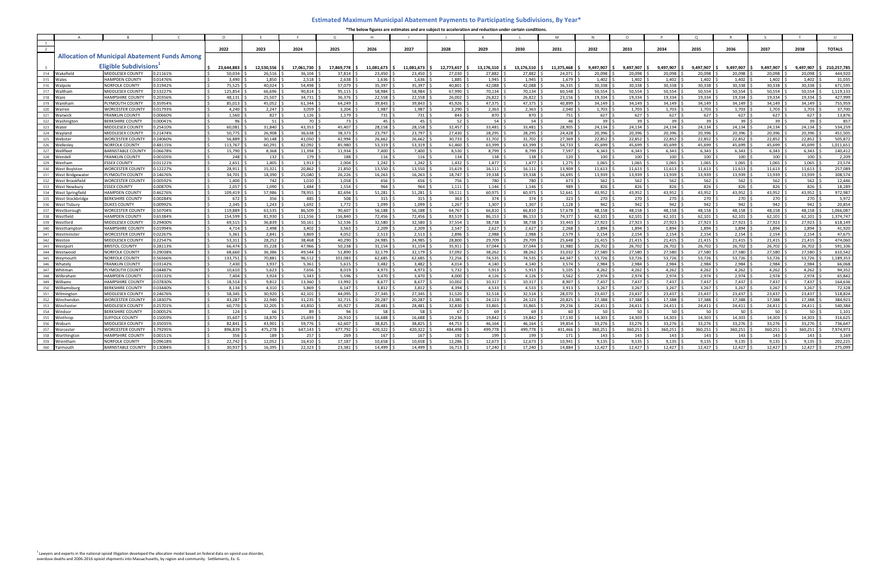# Estimated Maximum Municipal Abatement Payments to Participating Subdivisions, By Year*

**\*The below figures are estimates and are subject to acceleration and reduction under certain conditions.**

| Allocation of Municipal Abatement Funds Among Eligible Subdivisions[1] | | | 2022 | 2023 | 2024 | 2025 | 2026 | 2027 | 2028 | 2029 | 2030 | 2031 | 2032 | 2033 | 2034 | 2035 | 2036 | 2037 | 2038 | TOTALS |
|---|---|---|---|---|---|---|---|---|---|---|---|---|---|---|---|---|---|---|---|---|
| | | | $ 23,644,883 | $ 12,530,556 | $ 17,061,730 | $ 17,869,778 | $ 11,081,673 | $ 11,081,673 | $ 12,773,657 | $ 13,176,510 | $ 13,176,510 | $ 11,375,468 | $ 9,497,907 | $ 9,497,907 | $ 9,497,907 | $ 9,497,907 | $ 9,497,907 | $ 9,497,907 | $ 9,497,907 | $ 210,257,785 |
| 314 Wakefield | MIDDLESEX COUNTY | 0.21161% | $ 50,034 | $ 26,516 | $ 36,104 | $ 37,814 | $ 23,450 | $ 23,450 | $ 27,030 | $ 27,882 | $ 27,882 | $ 24,071 | $ 20,098 | $ 20,098 | $ 20,098 | $ 20,098 | $ 20,098 | $ 20,098 | $ 20,098 | $ 444,920 |
| 315 Wales | HAMPDEN COUNTY | 0.01476% | $ 3,490 | $ 1,850 | $ 2,518 | $ 2,638 | $ 1,636 | $ 1,636 | $ 1,885 | $ 1,945 | $ 1,945 | $ 1,679 | $ 1,402 | $ 1,402 | $ 1,402 | $ 1,402 | $ 1,402 | $ 1,402 | $ 1,402 | $ 31,035 |
| 316 Walpole | NORFOLK COUNTY | 0.31942% | $ 75,525 | $ 40,024 | $ 54,498 | $ 57,079 | $ 35,397 | $ 35,397 | $ 40,801 | $ 42,088 | $ 42,088 | $ 36,335 | $ 30,338 | $ 30,338 | $ 30,338 | $ 30,338 | $ 30,338 | $ 30,338 | $ 30,338 | $ 671,595 |
| 317 Waltham | MIDDLESEX COUNTY | 0.53227% | $ 125,854 | $ 66,696 | $ 90,814 | $ 95,115 | $ 58,984 | $ 58,984 | $ 67,990 | $ 70,134 | $ 70,134 | $ 60,548 | $ 50,554 | $ 50,554 | $ 50,554 | $ 50,554 | $ 50,554 | $ 50,554 | $ 50,554 | $ 1,119,133 |
| 318 Ware | HAMPSHIRE COUNTY | 0.20356% | $ 48,131 | $ 25,507 | $ 34,731 | $ 36,376 | $ 22,558 | $ 22,558 | $ 26,002 | $ 26,822 | $ 26,822 | $ 23,156 | $ 19,334 | $ 19,334 | $ 19,334 | $ 19,334 | $ 19,334 | $ 19,334 | $ 19,334 | $ 427,999 |
| 319 Wareham | PLYMOUTH COUNTY | 0.35954% | $ 85,013 | $ 45,052 | $ 61,344 | $ 64,249 | $ 39,843 | $ 39,843 | $ 45,926 | $ 47,375 | $ 47,375 | $ 40,899 | $ 34,149 | $ 34,149 | $ 34,149 | $ 34,149 | $ 34,149 | $ 34,149 | $ 34,149 | $ 755,959 |
| 320 Warren | WORCESTER COUNTY | 0.01793% | $ 4,240 | $ 2,247 | $ 3,059 | $ 3,204 | $ 1,987 | $ 1,987 | $ 2,290 | $ 2,363 | $ 2,363 | $ 2,040 | $ 1,703 | $ 1,703 | $ 1,703 | $ 1,703 | $ 1,703 | $ 1,703 | $ 1,703 | $ 37,700 |
| 321 Warwick | FRANKLIN COUNTY | 0.00660% | $ 1,560 | $ 827 | $ 1,126 | $ 1,179 | $ 731 | $ 731 | $ 843 | $ 870 | $ 870 | $ 751 | $ 627 | $ 627 | $ 627 | $ 627 | $ 627 | $ 627 | $ 627 | $ 13,876 |
| 322 Washington | BERKSHIRE COUNTY | 0.00041% | $ 96 | $ 51 | $ 70 | $ 73 | $ 45 | $ 45 | $ 52 | $ 54 | $ 54 | $ 46 | $ 39 | $ 39 | $ 39 | $ 39 | $ 39 | $ 39 | $ 39 | $ 857 |
| 323 Water | MIDDLESEX COUNTY | 0.25410% | $ 60,081 | $ 31,840 | $ 43,353 | $ 45,407 | $ 28,158 | $ 28,158 | $ 32,457 | $ 33,481 | $ 33,481 | $ 28,905 | $ 24,134 | $ 24,134 | $ 24,134 | $ 24,134 | $ 24,134 | $ 24,134 | $ 24,134 | $ 534,259 |
| 324 Wayland | MIDDLESEX COUNTY | 0.21474% | $ 50,775 | $ 26,908 | $ 36,638 | $ 38,373 | $ 23,797 | $ 23,797 | $ 27,430 | $ 28,295 | $ 28,295 | $ 24,428 | $ 20,396 | $ 20,396 | $ 20,396 | $ 20,396 | $ 20,396 | $ 20,396 | $ 20,396 | $ 451,505 |
| 325 Webster | WORCESTER COUNTY | 0.24060% | $ 56,889 | $ 30,148 | $ 41,050 | $ 42,994 | $ 26,662 | $ 26,662 | $ 30,733 | $ 31,702 | $ 31,702 | $ 27,369 | $ 22,852 | $ 22,852 | $ 22,852 | $ 22,852 | $ 22,852 | $ 22,852 | $ 22,852 | $ 505,872 |
| 326 Wellesley | NORFOLK COUNTY | 0.48115% | $ 113,767 | $ 60,291 | $ 82,092 | $ 85,980 | $ 53,319 | $ 53,319 | $ 61,460 | $ 63,399 | $ 63,399 | $ 54,733 | $ 45,699 | $ 45,699 | $ 45,699 | $ 45,699 | $ 45,699 | $ 45,699 | $ 45,699 | $ 1,011,651 |
| 327 Wellfleet | BARNSTABLE COUNTY | 0.06678% | $ 15,790 | $ 8,368 | $ 11,394 | $ 11,934 | $ 7,400 | $ 7,400 | $ 8,530 | $ 8,799 | $ 8,799 | $ 7,597 | $ 6,343 | $ 6,343 | $ 6,343 | $ 6,343 | $ 6,343 | $ 6,343 | $ 6,343 | $ 140,412 |
| 328 Wendell | FRANKLIN COUNTY | 0.00105% | $ 248 | $ 132 | $ 179 | $ 188 | $ 116 | $ 116 | $ 134 | $ 138 | $ 138 | $ 120 | $ 100 | $ 100 | $ 100 | $ 100 | $ 100 | $ 100 | $ 100 | $ 2,209 |
| 329 Wenham | ESSEX COUNTY | 0.01121% | $ 2,651 | $ 1,405 | $ 1,913 | $ 2,004 | $ 1,242 | $ 1,242 | $ 1,432 | $ 1,477 | $ 1,477 | $ 1,275 | $ 1,065 | $ 1,065 | $ 1,065 | $ 1,065 | $ 1,065 | $ 1,065 | $ 1,065 | $ 23,574 |
| 330 West Boylston | WORCESTER COUNTY | 0.12227% | $ 28,911 | $ 15,321 | $ 20,862 | $ 21,850 | $ 13,550 | $ 13,550 | $ 15,619 | $ 16,111 | $ 16,111 | $ 13,909 | $ 11,613 | $ 11,613 | $ 11,613 | $ 11,613 | $ 11,613 | $ 11,613 | $ 11,613 | $ 257,089 |
| 331 West Bridgewater | PLYMOUTH COUNTY | 0.14676% | $ 34,701 | $ 18,390 | $ 25,040 | $ 26,226 | $ 16,263 | $ 16,263 | $ 18,747 | $ 19,338 | $ 19,338 | $ 16,695 | $ 13,939 | $ 13,939 | $ 13,939 | $ 13,939 | $ 13,939 | $ 13,939 | $ 13,939 | $ 308,574 |
| 332 West Brookfield | WORCESTER COUNTY | 0.00592% | $ 1,400 | $ 742 | $ 1,010 | $ 1,058 | $ 656 | $ 656 | $ 756 | $ 780 | $ 780 | $ 673 | $ 562 | $ 562 | $ 562 | $ 562 | $ 562 | $ 562 | $ 562 | $ 12,446 |
| 333 West Newbury | ESSEX COUNTY | 0.00870% | $ 2,057 | $ 1,090 | $ 1,484 | $ 1,554 | $ 964 | $ 964 | $ 1,111 | $ 1,146 | $ 1,146 | $ 989 | $ 826 | $ 826 | $ 826 | $ 826 | $ 826 | $ 826 | $ 826 | $ 18,289 |
| 334 West Springfield | HAMPDEN COUNTY | 0.46276% | $ 109,419 | $ 57,986 | $ 78,955 | $ 82,694 | $ 51,281 | $ 51,281 | $ 59,111 | $ 60,975 | $ 60,975 | $ 52,641 | $ 43,952 | $ 43,952 | $ 43,952 | $ 43,952 | $ 43,952 | $ 43,952 | $ 43,952 | $ 972,987 |
| 335 West Stockbridge | BERKSHIRE COUNTY | 0.00284% | $ 672 | $ 356 | $ 485 | $ 508 | $ 315 | $ 315 | $ 363 | $ 374 | $ 374 | $ 323 | $ 270 | $ 270 | $ 270 | $ 270 | $ 270 | $ 270 | $ 270 | $ 5,972 |
| 336 West Tisbury | DUKES COUNTY | 0.00992% | $ 2,345 | $ 1,243 | $ 1,692 | $ 1,772 | $ 1,099 | $ 1,099 | $ 1,267 | $ 1,307 | $ 1,307 | $ 1,128 | $ 942 | $ 942 | $ 942 | $ 942 | $ 942 | $ 942 | $ 942 | $ 20,854 |
| 337 Westborough | WORCESTER COUNTY | 0.50704% | $ 119,889 | $ 63,535 | $ 86,509 | $ 90,607 | $ 56,188 | $ 56,188 | $ 64,767 | $ 66,810 | $ 66,810 | $ 57,678 | $ 48,158 | $ 48,158 | $ 48,158 | $ 48,158 | $ 48,158 | $ 48,158 | $ 48,158 | $ 1,066,087 |
| 338 Westfield | HAMPDEN COUNTY | 0.65384% | $ 154,599 | $ 81,930 | $ 111,556 | $ 116,840 | $ 72,456 | $ 72,456 | $ 83,519 | $ 86,153 | $ 86,153 | $ 74,377 | $ 62,101 | $ 62,101 | $ 62,101 | $ 62,101 | $ 62,101 | $ 62,101 | $ 62,101 | $ 1,374,747 |
| 339 Westford | MIDDLESEX COUNTY | 0.29400% | $ 69,515 | $ 36,839 | $ 50,161 | $ 52,536 | $ 32,580 | $ 32,580 | $ 37,554 | $ 38,738 | $ 38,738 | $ 33,443 | $ 27,923 | $ 27,923 | $ 27,923 | $ 27,923 | $ 27,923 | $ 27,923 | $ 27,923 | $ 618,149 |
| 340 Westhampton | HAMPSHIRE COUNTY | 0.01994% | $ 4,714 | $ 2,498 | $ 3,402 | $ 3,563 | $ 2,209 | $ 2,209 | $ 2,547 | $ 2,627 | $ 2,627 | $ 2,268 | $ 1,894 | $ 1,894 | $ 1,894 | $ 1,894 | $ 1,894 | $ 1,894 | $ 1,894 | $ 41,920 |
| 341 Westminster | WORCESTER COUNTY | 0.02267% | $ 5,361 | $ 2,841 | $ 3,869 | $ 4,052 | $ 2,513 | $ 2,513 | $ 2,896 | $ 2,988 | $ 2,988 | $ 2,579 | $ 2,154 | $ 2,154 | $ 2,154 | $ 2,154 | $ 2,154 | $ 2,154 | $ 2,154 | $ 47,675 |
| 342 Weston | MIDDLESEX COUNTY | 0.22547% | $ 53,311 | $ 28,252 | $ 38,468 | $ 40,290 | $ 24,985 | $ 24,985 | $ 28,800 | $ 29,709 | $ 29,709 | $ 25,648 | $ 21,415 | $ 21,415 | $ 21,415 | $ 21,415 | $ 21,415 | $ 21,415 | $ 21,415 | $ 474,060 |
| 343 Westport | BRISTOL COUNTY | 0.28113% | $ 66,474 | $ 35,228 | $ 47,966 | $ 50,238 | $ 31,154 | $ 31,154 | $ 35,911 | $ 37,044 | $ 37,044 | $ 31,980 | $ 26,702 | $ 26,702 | $ 26,702 | $ 26,702 | $ 26,702 | $ 26,702 | $ 26,702 | $ 591,106 |
| 344 Westwood | NORFOLK COUNTY | 0.29038% | $ 68,660 | $ 36,386 | $ 49,544 | $ 51,890 | $ 32,179 | $ 32,179 | $ 37,092 | $ 38,262 | $ 38,262 | $ 33,032 | $ 27,580 | $ 27,580 | $ 27,580 | $ 27,580 | $ 27,580 | $ 27,580 | $ 27,580 | $ 610,542 |
| 345 Weymouth | NORFOLK COUNTY | 0.56566% | $ 133,751 | $ 70,881 | $ 96,512 | $ 101,083 | $ 62,685 | $ 62,685 | $ 72,256 | $ 74,535 | $ 74,535 | $ 64,347 | $ 53,726 | $ 53,726 | $ 53,726 | $ 53,726 | $ 53,726 | $ 53,726 | $ 53,726 | $ 1,189,353 |
| 346 Whately | FRANKLIN COUNTY | 0.03142% | $ 7,430 | $ 3,937 | $ 5,361 | $ 5,615 | $ 3,482 | $ 3,482 | $ 4,014 | $ 4,140 | $ 4,140 | $ 3,574 | $ 2,984 | $ 2,984 | $ 2,984 | $ 2,984 | $ 2,984 | $ 2,984 | $ 2,984 | $ 66,068 |
| 347 Whitman | PLYMOUTH COUNTY | 0.04487% | $ 10,610 | $ 5,623 | $ 7,656 | $ 8,019 | $ 4,973 | $ 4,973 | $ 5,732 | $ 5,913 | $ 5,913 | $ 5,105 | $ 4,262 | $ 4,262 | $ 4,262 | $ 4,262 | $ 4,262 | $ 4,262 | $ 4,262 | $ 94,352 |
| 348 Wilbraham | HAMPDEN COUNTY | 0.03132% | $ 7,404 | $ 3,924 | $ 5,343 | $ 5,596 | $ 3,470 | $ 3,470 | $ 4,000 | $ 4,126 | $ 4,126 | $ 3,562 | $ 2,974 | $ 2,974 | $ 2,974 | $ 2,974 | $ 2,974 | $ 2,974 | $ 2,974 | $ 65,842 |
| 349 Williams | HAMPSHIRE COUNTY | 0.07830% | $ 18,514 | $ 9,812 | $ 13,360 | $ 13,992 | $ 8,677 | $ 8,677 | $ 10,002 | $ 10,317 | $ 10,317 | $ 8,907 | $ 7,437 | $ 7,437 | $ 7,437 | $ 7,437 | $ 7,437 | $ 7,437 | $ 7,437 | $ 164,636 |
| 350 Williamsburg | BERKSHIRE COUNTY | 0.03440% | $ 8,134 | $ 4,310 | $ 5,869 | $ 6,147 | $ 3,812 | $ 3,812 | $ 4,394 | $ 4,533 | $ 4,533 | $ 3,913 | $ 3,267 | $ 3,267 | $ 3,267 | $ 3,267 | $ 3,267 | $ 3,267 | $ 3,267 | $ 72,328 |
| 351 Wilmington | MIDDLESEX COUNTY | 0.24676% | $ 58,345 | $ 30,920 | $ 42,101 | $ 44,095 | $ 27,345 | $ 27,345 | $ 31,520 | $ 32,514 | $ 32,514 | $ 28,070 | $ 23,437 | $ 23,437 | $ 23,437 | $ 23,437 | $ 23,437 | $ 23,437 | $ 23,437 | $ 518,824 |
| 352 Winchendon | WORCESTER COUNTY | 0.18307% | $ 43,287 | $ 22,940 | $ 31,235 | $ 32,715 | $ 20,287 | $ 20,287 | $ 23,385 | $ 24,123 | $ 24,123 | $ 20,825 | $ 17,388 | $ 17,388 | $ 17,388 | $ 17,388 | $ 17,388 | $ 17,388 | $ 17,388 | $ 384,923 |
| 353 Winchester | MIDDLESEX COUNTY | 0.25701% | $ 60,770 | $ 32,205 | $ 43,850 | $ 45,927 | $ 28,481 | $ 28,481 | $ 32,830 | $ 33,865 | $ 33,865 | $ 29,236 | $ 24,411 | $ 24,411 | $ 24,411 | $ 24,411 | $ 24,411 | $ 24,411 | $ 24,411 | $ 540,384 |
| 354 Windsor | BERKSHIRE COUNTY | 0.00052% | $ 124 | $ 66 | $ 89 | $ 94 | $ 58 | $ 58 | $ 67 | $ 69 | $ 69 | $ 60 | $ 50 | $ 50 | $ 50 | $ 50 | $ 50 | $ 50 | $ 50 | $ 1,101 |
| 355 Winthrop | SUFFOLK COUNTY | 0.15059% | $ 35,607 | $ 18,870 | $ 25,693 | $ 26,910 | $ 16,688 | $ 16,688 | $ 19,236 | $ 19,842 | $ 19,842 | $ 17,130 | $ 14,303 | $ 14,303 | $ 14,303 | $ 14,303 | $ 14,303 | $ 14,303 | $ 14,303 | $ 316,625 |
| 356 Woburn | MIDDLESEX COUNTY | 0.35035% | $ 82,841 | $ 43,901 | $ 59,776 | $ 62,607 | $ 38,825 | $ 38,825 | $ 44,753 | $ 46,164 | $ 46,164 | $ 39,854 | $ 33,276 | $ 33,276 | $ 33,276 | $ 33,276 | $ 33,276 | $ 33,276 | $ 33,276 | $ 736,647 |
| 357 Worcester | WORCESTER COUNTY | 3.79295% | $ 896,839 | $ 475,278 | $ 647,143 | $ 677,792 | $ 420,322 | $ 420,322 | $ 484,498 | $ 499,778 | $ 499,778 | $ 431,466 | $ 360,251 | $ 360,251 | $ 360,251 | $ 360,251 | $ 360,251 | $ 360,251 | $ 360,251 | $ 7,974,973 |
| 358 Worthington | HAMPSHIRE COUNTY | 0.00151% | $ 356 | $ 189 | $ 257 | $ 269 | $ 167 | $ 167 | $ 192 | $ 199 | $ 199 | $ 171 | $ 143 | $ 143 | $ 143 | $ 143 | $ 143 | $ 143 | $ 143 | $ 3,169 |
| 359 Wrentham | NORFOLK COUNTY | 0.09618% | $ 22,742 | $ 12,052 | $ 16,410 | $ 17,187 | $ 10,658 | $ 10,658 | $ 12,286 | $ 12,673 | $ 12,673 | $ 10,941 | $ 9,135 | $ 9,135 | $ 9,135 | $ 9,135 | $ 9,135 | $ 9,135 | $ 9,135 | $ 202,225 |
| 360 Yarmouth | BARNSTABLE COUNTY | 0.13084% | $ 30,937 | $ 16,395 | $ 22,323 | $ 23,381 | $ 14,499 | $ 14,499 | $ 16,713 | $ 17,240 | $ 17,240 | $ 14,884 | $ 12,427 | $ 12,427 | $ 12,427 | $ 12,427 | $ 12,427 | $ 12,427 | $ 12,427 | $ 275,099 |

[1] Lawyers and experts in the national opioid litigation developed the allocation model based on federal data on opioid use disorder, overdose deaths and 2006-2016 opioid shipments into Massachusetts, by region and community. Settlements, Ex. G.